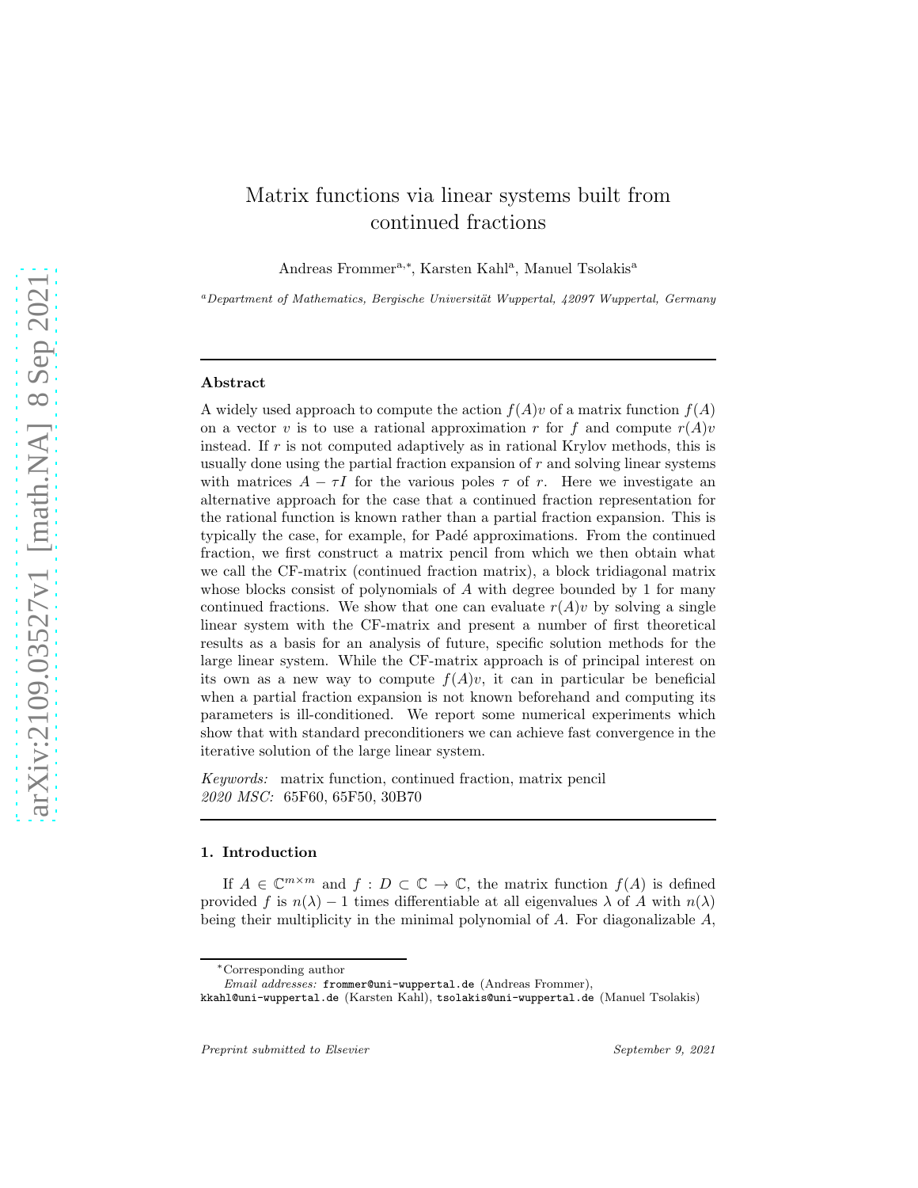# Matrix functions via linear systems built from continued fractions

Andreas Frommer[a,*], Karsten Kahl[a], Manuel Tsolakis[a]

[a] *Department of Mathematics, Bergische Universität Wuppertal, 42097 Wuppertal, Germany*

---

## Abstract

A widely used approach to compute the action $f(A)v$ of a matrix function $f(A)$ on a vector $v$ is to use a rational approximation $r$ for $f$ and compute $r(A)v$ instead. If $r$ is not computed adaptively as in rational Krylov methods, this is usually done using the partial fraction expansion of $r$ and solving linear systems with matrices $A - \tau I$ for the various poles $\tau$ of $r$. Here we investigate an alternative approach for the case that a continued fraction representation for the rational function is known rather than a partial fraction expansion. This is typically the case, for example, for Padé approximations. From the continued fraction, we first construct a matrix pencil from which we then obtain what we call the CF-matrix (continued fraction matrix), a block tridiagonal matrix whose blocks consist of polynomials of $A$ with degree bounded by 1 for many continued fractions. We show that one can evaluate $r(A)v$ by solving a single linear system with the CF-matrix and present a number of first theoretical results as a basis for an analysis of future, specific solution methods for the large linear system. While the CF-matrix approach is of principal interest on its own as a new way to compute $f(A)v$, it can in particular be beneficial when a partial fraction expansion is not known beforehand and computing its parameters is ill-conditioned. We report some numerical experiments which show that with standard preconditioners we can achieve fast convergence in the iterative solution of the large linear system.

*Keywords:* matrix function, continued fraction, matrix pencil
*2020 MSC:* 65F60, 65F50, 30B70

---

## 1. Introduction

If $A \in \mathbb{C}^{m \times m}$ and $f : D \subset \mathbb{C} \to \mathbb{C}$, the matrix function $f(A)$ is defined provided $f$ is $n(\lambda) - 1$ times differentiable at all eigenvalues $\lambda$ of $A$ with $n(\lambda)$ being their multiplicity in the minimal polynomial of $A$. For diagonalizable $A$,

---

*Corresponding author

*Email addresses:* frommer@uni-wuppertal.de (Andreas Frommer), kkahl@uni-wuppertal.de (Karsten Kahl), tsolakis@uni-wuppertal.de (Manuel Tsolakis)

*Preprint submitted to Elsevier* *September 9, 2021*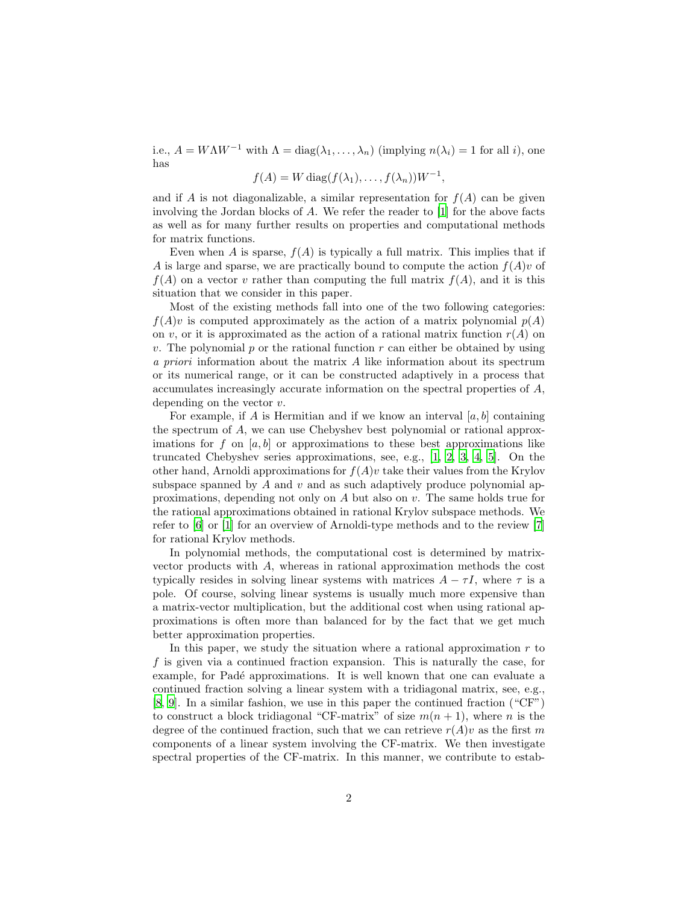i.e., $A = W\Lambda W^{-1}$ with $\Lambda = \operatorname{diag}(\lambda_1, \ldots, \lambda_n)$ (implying $n(\lambda_i) = 1$ for all $i$), one has

$$f(A) = W \operatorname{diag}(f(\lambda_1), \ldots, f(\lambda_n))W^{-1},$$

and if $A$ is not diagonalizable, a similar representation for $f(A)$ can be given involving the Jordan blocks of $A$. We refer the reader to [1] for the above facts as well as for many further results on properties and computational methods for matrix functions.

Even when $A$ is sparse, $f(A)$ is typically a full matrix. This implies that if $A$ is large and sparse, we are practically bound to compute the action $f(A)v$ of $f(A)$ on a vector $v$ rather than computing the full matrix $f(A)$, and it is this situation that we consider in this paper.

Most of the existing methods fall into one of the two following categories: $f(A)v$ is computed approximately as the action of a matrix polynomial $p(A)$ on $v$, or it is approximated as the action of a rational matrix function $r(A)$ on $v$. The polynomial $p$ or the rational function $r$ can either be obtained by using *a priori* information about the matrix $A$ like information about its spectrum or its numerical range, or it can be constructed adaptively in a process that accumulates increasingly accurate information on the spectral properties of $A$, depending on the vector $v$.

For example, if $A$ is Hermitian and if we know an interval $[a, b]$ containing the spectrum of $A$, we can use Chebyshev best polynomial or rational approximations for $f$ on $[a, b]$ or approximations to these best approximations like truncated Chebyshev series approximations, see, e.g., [1, 2, 3, 4, 5]. On the other hand, Arnoldi approximations for $f(A)v$ take their values from the Krylov subspace spanned by $A$ and $v$ and as such adaptively produce polynomial approximations, depending not only on $A$ but also on $v$. The same holds true for the rational approximations obtained in rational Krylov subspace methods. We refer to [6] or [1] for an overview of Arnoldi-type methods and to the review [7] for rational Krylov methods.

In polynomial methods, the computational cost is determined by matrix-vector products with $A$, whereas in rational approximation methods the cost typically resides in solving linear systems with matrices $A - \tau I$, where $\tau$ is a pole. Of course, solving linear systems is usually much more expensive than a matrix-vector multiplication, but the additional cost when using rational approximations is often more than balanced for by the fact that we get much better approximation properties.

In this paper, we study the situation where a rational approximation $r$ to $f$ is given via a continued fraction expansion. This is naturally the case, for example, for Padé approximations. It is well known that one can evaluate a continued fraction solving a linear system with a tridiagonal matrix, see, e.g., [8, 9]. In a similar fashion, we use in this paper the continued fraction ("CF") to construct a block tridiagonal "CF-matrix" of size $m(n + 1)$, where $n$ is the degree of the continued fraction, such that we can retrieve $r(A)v$ as the first $m$ components of a linear system involving the CF-matrix. We then investigate spectral properties of the CF-matrix. In this manner, we contribute to estab-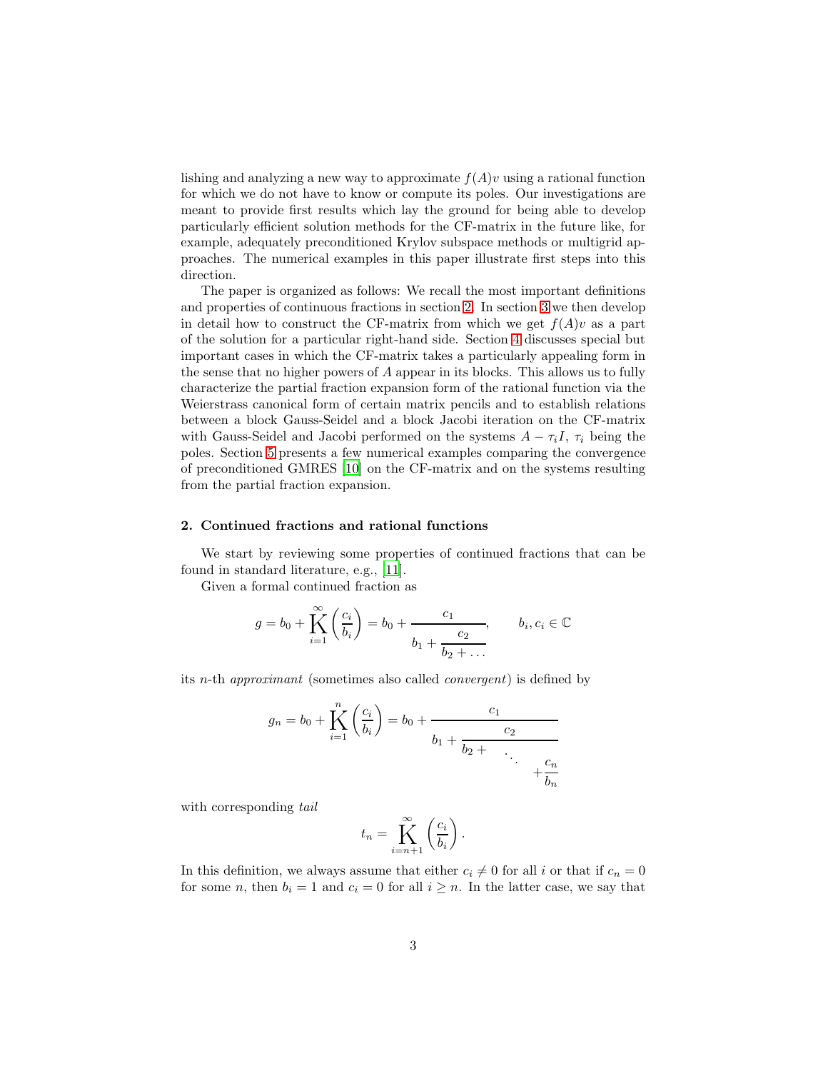lishing and analyzing a new way to approximate $f(A)v$ using a rational function for which we do not have to know or compute its poles. Our investigations are meant to provide first results which lay the ground for being able to develop particularly efficient solution methods for the CF-matrix in the future like, for example, adequately preconditioned Krylov subspace methods or multigrid approaches. The numerical examples in this paper illustrate first steps into this direction.

The paper is organized as follows: We recall the most important definitions and properties of continuous fractions in section 2. In section 3 we then develop in detail how to construct the CF-matrix from which we get $f(A)v$ as a part of the solution for a particular right-hand side. Section 4 discusses special but important cases in which the CF-matrix takes a particularly appealing form in the sense that no higher powers of $A$ appear in its blocks. This allows us to fully characterize the partial fraction expansion form of the rational function via the Weierstrass canonical form of certain matrix pencils and to establish relations between a block Gauss-Seidel and a block Jacobi iteration on the CF-matrix with Gauss-Seidel and Jacobi performed on the systems $A - \tau_i I$, $\tau_i$ being the poles. Section 5 presents a few numerical examples comparing the convergence of preconditioned GMRES [10] on the CF-matrix and on the systems resulting from the partial fraction expansion.

## 2. Continued fractions and rational functions

We start by reviewing some properties of continued fractions that can be found in standard literature, e.g., [11].

Given a formal continued fraction as

$$g = b_0 + \mathop{\mathrm{K}}_{i=1}^{\infty} \left( \frac{c_i}{b_i} \right) = b_0 + \cfrac{c_1}{b_1 + \cfrac{c_2}{b_2 + \dots}}, \qquad b_i, c_i \in \mathbb{C}$$

its $n$-th *approximant* (sometimes also called *convergent*) is defined by

$$g_n = b_0 + \mathop{\mathrm{K}}_{i=1}^{n} \left( \frac{c_i}{b_i} \right) = b_0 + \cfrac{c_1}{b_1 + \cfrac{c_2}{b_2 + \ddots + \cfrac{c_n}{b_n}}}$$

with corresponding *tail*

$$t_n = \mathop{\mathrm{K}}_{i=n+1}^{\infty} \left( \frac{c_i}{b_i} \right).$$

In this definition, we always assume that either $c_i \neq 0$ for all $i$ or that if $c_n = 0$ for some $n$, then $b_i = 1$ and $c_i = 0$ for all $i \geq n$. In the latter case, we say that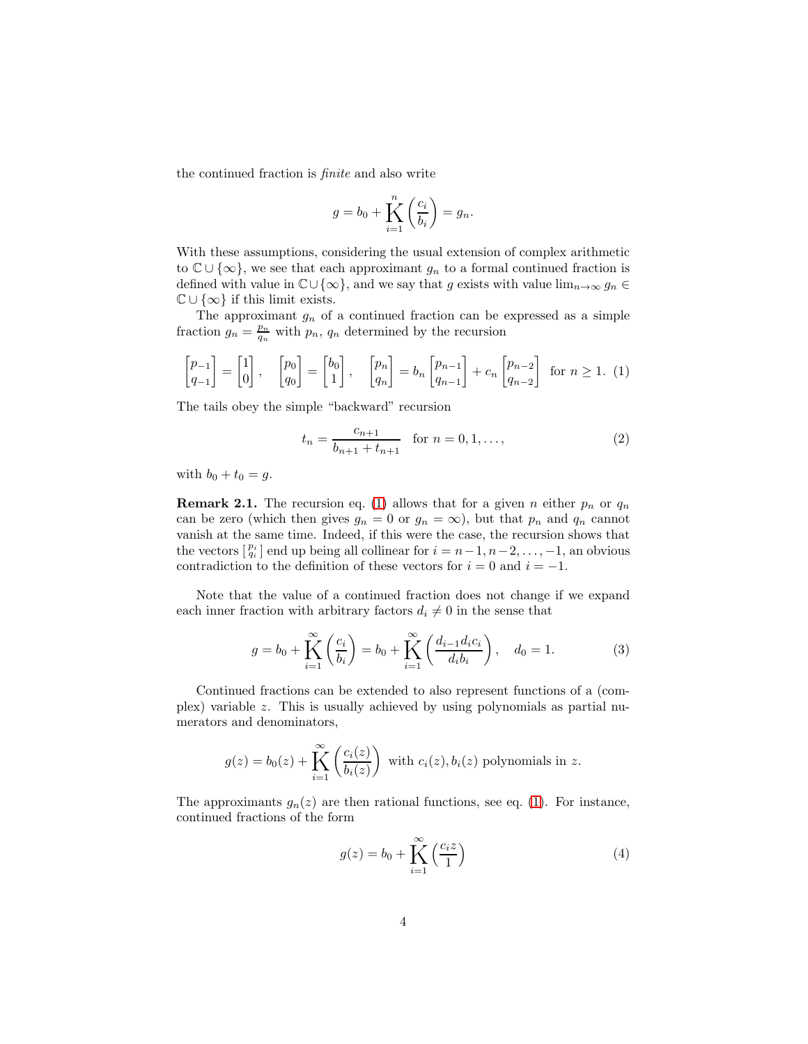the continued fraction is *finite* and also write

$$g = b_0 + \operatorname*{K}_{i=1}^{n} \left( \frac{c_i}{b_i} \right) = g_n.$$

With these assumptions, considering the usual extension of complex arithmetic to $\mathbb{C} \cup \{\infty\}$, we see that each approximant $g_n$ to a formal continued fraction is defined with value in $\mathbb{C} \cup \{\infty\}$, and we say that $g$ exists with value $\lim_{n\to\infty} g_n \in \mathbb{C} \cup \{\infty\}$ if this limit exists.

The approximant $g_n$ of a continued fraction can be expressed as a simple fraction $g_n = \frac{p_n}{q_n}$ with $p_n$, $q_n$ determined by the recursion

$$\begin{bmatrix} p_{-1} \\ q_{-1} \end{bmatrix} = \begin{bmatrix} 1 \\ 0 \end{bmatrix}, \quad \begin{bmatrix} p_0 \\ q_0 \end{bmatrix} = \begin{bmatrix} b_0 \\ 1 \end{bmatrix}, \quad \begin{bmatrix} p_n \\ q_n \end{bmatrix} = b_n \begin{bmatrix} p_{n-1} \\ q_{n-1} \end{bmatrix} + c_n \begin{bmatrix} p_{n-2} \\ q_{n-2} \end{bmatrix} \quad \text{for } n \geq 1. \tag{1}$$

The tails obey the simple "backward" recursion

$$t_n = \frac{c_{n+1}}{b_{n+1} + t_{n+1}} \quad \text{for } n = 0, 1, \ldots, \tag{2}$$

with $b_0 + t_0 = g$.

**Remark 2.1.** The recursion eq. (1) allows that for a given $n$ either $p_n$ or $q_n$ can be zero (which then gives $g_n = 0$ or $g_n = \infty$), but that $p_n$ and $q_n$ cannot vanish at the same time. Indeed, if this were the case, the recursion shows that the vectors $\left[\begin{smallmatrix} p_i \\ q_i \end{smallmatrix}\right]$ end up being all collinear for $i = n-1, n-2, \ldots, -1$, an obvious contradiction to the definition of these vectors for $i = 0$ and $i = -1$.

Note that the value of a continued fraction does not change if we expand each inner fraction with arbitrary factors $d_i \neq 0$ in the sense that

$$g = b_0 + \operatorname*{K}_{i=1}^{\infty} \left( \frac{c_i}{b_i} \right) = b_0 + \operatorname*{K}_{i=1}^{\infty} \left( \frac{d_{i-1} d_i c_i}{d_i b_i} \right), \quad d_0 = 1. \tag{3}$$

Continued fractions can be extended to also represent functions of a (complex) variable $z$. This is usually achieved by using polynomials as partial numerators and denominators,

$$g(z) = b_0(z) + \operatorname*{K}_{i=1}^{\infty} \left( \frac{c_i(z)}{b_i(z)} \right) \text{ with } c_i(z), b_i(z) \text{ polynomials in } z.$$

The approximants $g_n(z)$ are then rational functions, see eq. (1). For instance, continued fractions of the form

$$g(z) = b_0 + \operatorname*{K}_{i=1}^{\infty} \left( \frac{c_i z}{1} \right) \tag{4}$$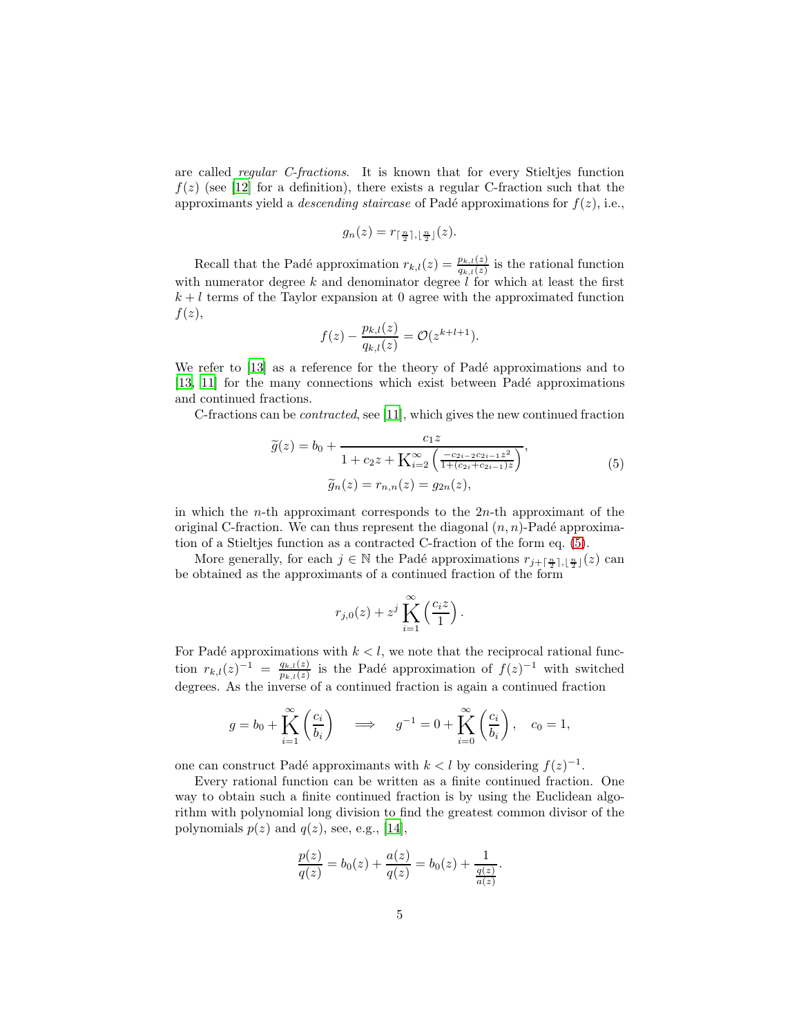are called *regular C-fractions*. It is known that for every Stieltjes function $f(z)$ (see [12] for a definition), there exists a regular C-fraction such that the approximants yield a *descending staircase* of Padé approximations for $f(z)$, i.e.,

$$g_n(z) = r_{\lceil \frac{n}{2} \rceil, \lfloor \frac{n}{2} \rfloor}(z).$$

Recall that the Padé approximation $r_{k,l}(z) = \frac{p_{k,l}(z)}{q_{k,l}(z)}$ is the rational function with numerator degree $k$ and denominator degree $l$ for which at least the first $k+l$ terms of the Taylor expansion at 0 agree with the approximated function $f(z)$,

$$f(z) - \frac{p_{k,l}(z)}{q_{k,l}(z)} = \mathcal{O}(z^{k+l+1}).$$

We refer to [13] as a reference for the theory of Padé approximations and to [13, 11] for the many connections which exist between Padé approximations and continued fractions.

C-fractions can be *contracted*, see [11], which gives the new continued fraction

$$\begin{gathered}\widetilde{g}(z) = b_0 + \cfrac{c_1 z}{1 + c_2 z + \mathrm{K}_{i=2}^{\infty}\left(\frac{-c_{2i-2}c_{2i-1}z^2}{1+(c_{2i}+c_{2i-1})z}\right)}, \\ \widetilde{g}_n(z) = r_{n,n}(z) = g_{2n}(z),\end{gathered} \tag{5}$$

in which the $n$-th approximant corresponds to the $2n$-th approximant of the original C-fraction. We can thus represent the diagonal $(n, n)$-Padé approximation of a Stieltjes function as a contracted C-fraction of the form eq. (5).

More generally, for each $j \in \mathbb{N}$ the Padé approximations $r_{j+\lceil \frac{n}{2} \rceil, \lfloor \frac{n}{2} \rfloor}(z)$ can be obtained as the approximants of a continued fraction of the form

$$r_{j,0}(z) + z^j \operatorname*{K}_{i=1}^{\infty}\left(\frac{c_i z}{1}\right).$$

For Padé approximations with $k < l$, we note that the reciprocal rational function $r_{k,l}(z)^{-1} = \frac{q_{k,l}(z)}{p_{k,l}(z)}$ is the Padé approximation of $f(z)^{-1}$ with switched degrees. As the inverse of a continued fraction is again a continued fraction

$$g = b_0 + \operatorname*{K}_{i=1}^{\infty}\left(\frac{c_i}{b_i}\right) \quad \Longrightarrow \quad g^{-1} = 0 + \operatorname*{K}_{i=0}^{\infty}\left(\frac{c_i}{b_i}\right), \quad c_0 = 1,$$

one can construct Padé approximants with $k < l$ by considering $f(z)^{-1}$.

Every rational function can be written as a finite continued fraction. One way to obtain such a finite continued fraction is by using the Euclidean algorithm with polynomial long division to find the greatest common divisor of the polynomials $p(z)$ and $q(z)$, see, e.g., [14],

$$\frac{p(z)}{q(z)} = b_0(z) + \frac{a(z)}{q(z)} = b_0(z) + \cfrac{1}{\frac{q(z)}{a(z)}}.$$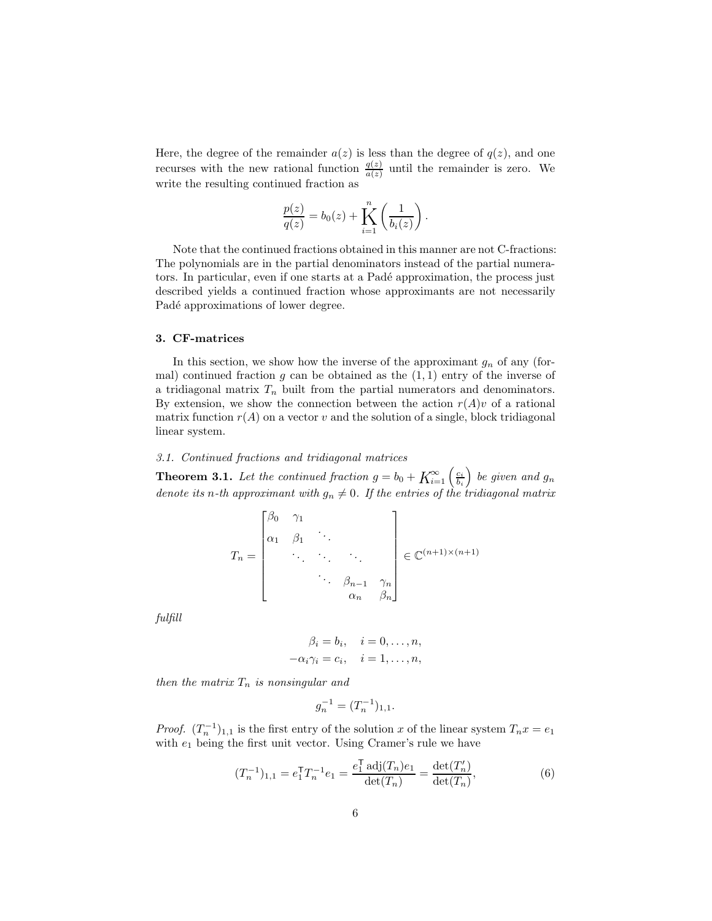Here, the degree of the remainder $a(z)$ is less than the degree of $q(z)$, and one recurses with the new rational function $\frac{q(z)}{a(z)}$ until the remainder is zero. We write the resulting continued fraction as

$$\frac{p(z)}{q(z)} = b_0(z) + \operatorname*{K}_{i=1}^{n} \left( \frac{1}{b_i(z)} \right).$$

Note that the continued fractions obtained in this manner are not C-fractions: The polynomials are in the partial denominators instead of the partial numerators. In particular, even if one starts at a Padé approximation, the process just described yields a continued fraction whose approximants are not necessarily Padé approximations of lower degree.

## 3. CF-matrices

In this section, we show how the inverse of the approximant $g_n$ of any (formal) continued fraction $g$ can be obtained as the $(1, 1)$ entry of the inverse of a tridiagonal matrix $T_n$ built from the partial numerators and denominators. By extension, we show the connection between the action $r(A)v$ of a rational matrix function $r(A)$ on a vector $v$ and the solution of a single, block tridiagonal linear system.

### *3.1. Continued fractions and tridiagonal matrices*

**Theorem 3.1.** *Let the continued fraction $g = b_0 + \operatorname*{K}_{i=1}^{\infty} \left( \frac{c_i}{b_i} \right)$ be given and $g_n$ denote its $n$-th approximant with $g_n \neq 0$. If the entries of the tridiagonal matrix*

$$T_n = \begin{bmatrix} \beta_0 & \gamma_1 & & & \\ \alpha_1 & \beta_1 & \ddots & & \\ & \ddots & \ddots & \ddots & \\ & & \ddots & \beta_{n-1} & \gamma_n \\ & & & \alpha_n & \beta_n \end{bmatrix} \in \mathbb{C}^{(n+1)\times(n+1)}$$

*fulfill*

$$\beta_i = b_i, \quad i = 0, \dots, n,$$
$$-\alpha_i \gamma_i = c_i, \quad i = 1, \dots, n,$$

*then the matrix $T_n$ is nonsingular and*

$$g_n^{-1} = (T_n^{-1})_{1,1}.$$

*Proof.* $(T_n^{-1})_{1,1}$ is the first entry of the solution $x$ of the linear system $T_n x = e_1$ with $e_1$ being the first unit vector. Using Cramer's rule we have

$$(T_n^{-1})_{1,1} = e_1^\mathsf{T} T_n^{-1} e_1 = \frac{e_1^\mathsf{T} \operatorname{adj}(T_n) e_1}{\det(T_n)} = \frac{\det(T_n')}{\det(T_n)}, \tag{6}$$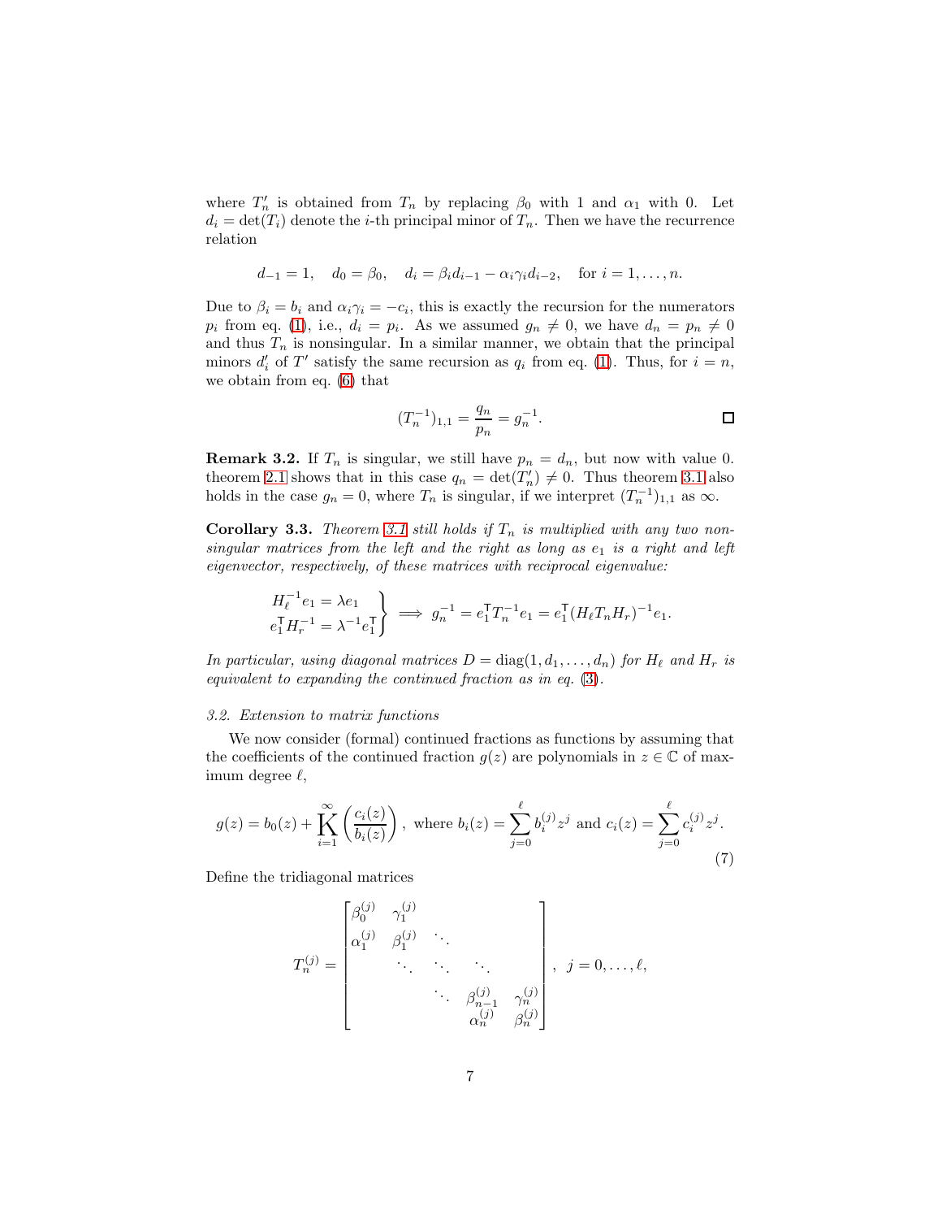where $T_n'$ is obtained from $T_n$ by replacing $\beta_0$ with 1 and $\alpha_1$ with 0. Let $d_i = \det(T_i)$ denote the $i$-th principal minor of $T_n$. Then we have the recurrence relation

$$d_{-1} = 1, \quad d_0 = \beta_0, \quad d_i = \beta_i d_{i-1} - \alpha_i \gamma_i d_{i-2}, \quad \text{for } i = 1, \ldots, n.$$

Due to $\beta_i = b_i$ and $\alpha_i \gamma_i = -c_i$, this is exactly the recursion for the numerators $p_i$ from eq. (1), i.e., $d_i = p_i$. As we assumed $g_n \neq 0$, we have $d_n = p_n \neq 0$ and thus $T_n$ is nonsingular. In a similar manner, we obtain that the principal minors $d_i'$ of $T'$ satisfy the same recursion as $q_i$ from eq. (1). Thus, for $i = n$, we obtain from eq. (6) that

$$(T_n^{-1})_{1,1} = \frac{q_n}{p_n} = g_n^{-1}. \qquad \square$$

**Remark 3.2.** If $T_n$ is singular, we still have $p_n = d_n$, but now with value 0. theorem 2.1 shows that in this case $q_n = \det(T_n') \neq 0$. Thus theorem 3.1 also holds in the case $g_n = 0$, where $T_n$ is singular, if we interpret $(T_n^{-1})_{1,1}$ as $\infty$.

**Corollary 3.3.** *Theorem 3.1 still holds if $T_n$ is multiplied with any two nonsingular matrices from the left and the right as long as $e_1$ is a right and left eigenvector, respectively, of these matrices with reciprocal eigenvalue:*

$$\left.\begin{aligned} H_\ell^{-1} e_1 &= \lambda e_1 \\ e_1^\mathsf{T} H_r^{-1} &= \lambda^{-1} e_1^\mathsf{T} \end{aligned}\right\} \implies g_n^{-1} = e_1^\mathsf{T} T_n^{-1} e_1 = e_1^\mathsf{T} (H_\ell T_n H_r)^{-1} e_1.$$

*In particular, using diagonal matrices $D = \operatorname{diag}(1, d_1, \ldots, d_n)$ for $H_\ell$ and $H_r$ is equivalent to expanding the continued fraction as in eq. (3).*

*3.2. Extension to matrix functions*

We now consider (formal) continued fractions as functions by assuming that the coefficients of the continued fraction $g(z)$ are polynomials in $z \in \mathbb{C}$ of maximum degree $\ell$,

$$g(z) = b_0(z) + \operatorname*{K}_{i=1}^{\infty} \left( \frac{c_i(z)}{b_i(z)} \right), \text{ where } b_i(z) = \sum_{j=0}^{\ell} b_i^{(j)} z^j \text{ and } c_i(z) = \sum_{j=0}^{\ell} c_i^{(j)} z^j. \tag{7}$$

Define the tridiagonal matrices

$$T_n^{(j)} = \begin{bmatrix} \beta_0^{(j)} & \gamma_1^{(j)} & & & \\ \alpha_1^{(j)} & \beta_1^{(j)} & \ddots & & \\ & \ddots & \ddots & \ddots & \\ & & \ddots & \beta_{n-1}^{(j)} & \gamma_n^{(j)} \\ & & & \alpha_n^{(j)} & \beta_n^{(j)} \end{bmatrix}, \; j = 0, \ldots, \ell,$$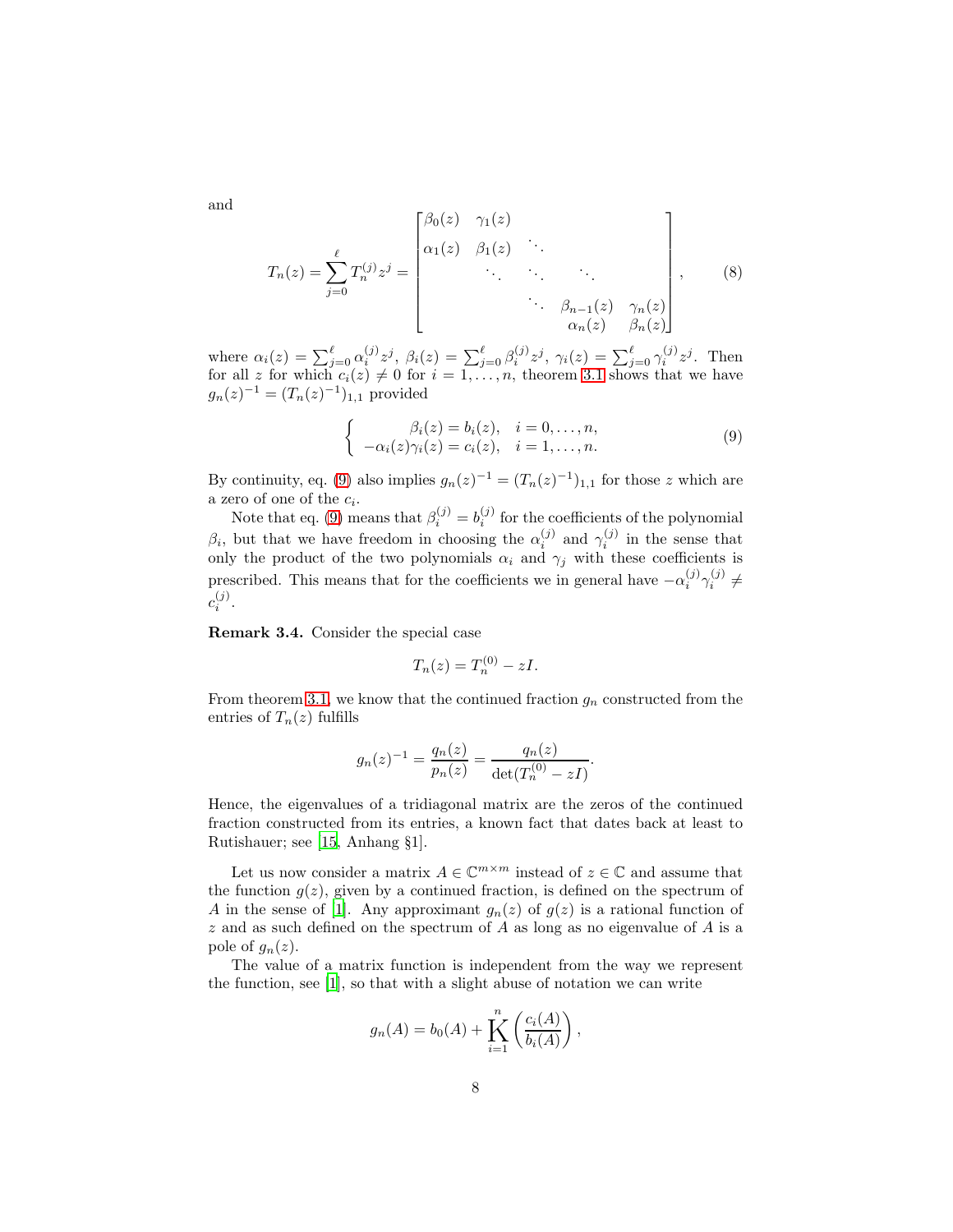and

$$
T_n(z) = \sum_{j=0}^{\ell} T_n^{(j)} z^j = \begin{bmatrix} \beta_0(z) & \gamma_1(z) & & & \\ \alpha_1(z) & \beta_1(z) & \ddots & & \\ & \ddots & \ddots & \ddots & \\ & & \ddots & \beta_{n-1}(z) & \gamma_n(z) \\ & & & \alpha_n(z) & \beta_n(z) \end{bmatrix}, \tag{8}
$$

where $\alpha_i(z) = \sum_{j=0}^{\ell} \alpha_i^{(j)} z^j$, $\beta_i(z) = \sum_{j=0}^{\ell} \beta_i^{(j)} z^j$, $\gamma_i(z) = \sum_{j=0}^{\ell} \gamma_i^{(j)} z^j$. Then for all $z$ for which $c_i(z) \neq 0$ for $i = 1, \ldots, n$, theorem 3.1 shows that we have $g_n(z)^{-1} = (T_n(z)^{-1})_{1,1}$ provided

$$
\left\{ \begin{array}{rl} \beta_i(z) = b_i(z), & i = 0, \ldots, n, \\ -\alpha_i(z)\gamma_i(z) = c_i(z), & i = 1, \ldots, n. \end{array} \right. \tag{9}
$$

By continuity, eq. (9) also implies $g_n(z)^{-1} = (T_n(z)^{-1})_{1,1}$ for those $z$ which are a zero of one of the $c_i$.

Note that eq. (9) means that $\beta_i^{(j)} = b_i^{(j)}$ for the coefficients of the polynomial $\beta_i$, but that we have freedom in choosing the $\alpha_i^{(j)}$ and $\gamma_i^{(j)}$ in the sense that only the product of the two polynomials $\alpha_i$ and $\gamma_j$ with these coefficients is prescribed. This means that for the coefficients we in general have $-\alpha_i^{(j)}\gamma_i^{(j)} \neq c_i^{(j)}$.

**Remark 3.4.** Consider the special case

$$
T_n(z) = T_n^{(0)} - zI.
$$

From theorem 3.1, we know that the continued fraction $g_n$ constructed from the entries of $T_n(z)$ fulfills

$$
g_n(z)^{-1} = \frac{q_n(z)}{p_n(z)} = \frac{q_n(z)}{\det(T_n^{(0)} - zI)}.
$$

Hence, the eigenvalues of a tridiagonal matrix are the zeros of the continued fraction constructed from its entries, a known fact that dates back at least to Rutishauer; see [15, Anhang §1].

Let us now consider a matrix $A \in \mathbb{C}^{m \times m}$ instead of $z \in \mathbb{C}$ and assume that the function $g(z)$, given by a continued fraction, is defined on the spectrum of $A$ in the sense of [1]. Any approximant $g_n(z)$ of $g(z)$ is a rational function of $z$ and as such defined on the spectrum of $A$ as long as no eigenvalue of $A$ is a pole of $g_n(z)$.

The value of a matrix function is independent from the way we represent the function, see [1], so that with a slight abuse of notation we can write

$$
g_n(A) = b_0(A) + \mathop{\mathrm{K}}_{i=1}^{n} \left( \frac{c_i(A)}{b_i(A)} \right),
$$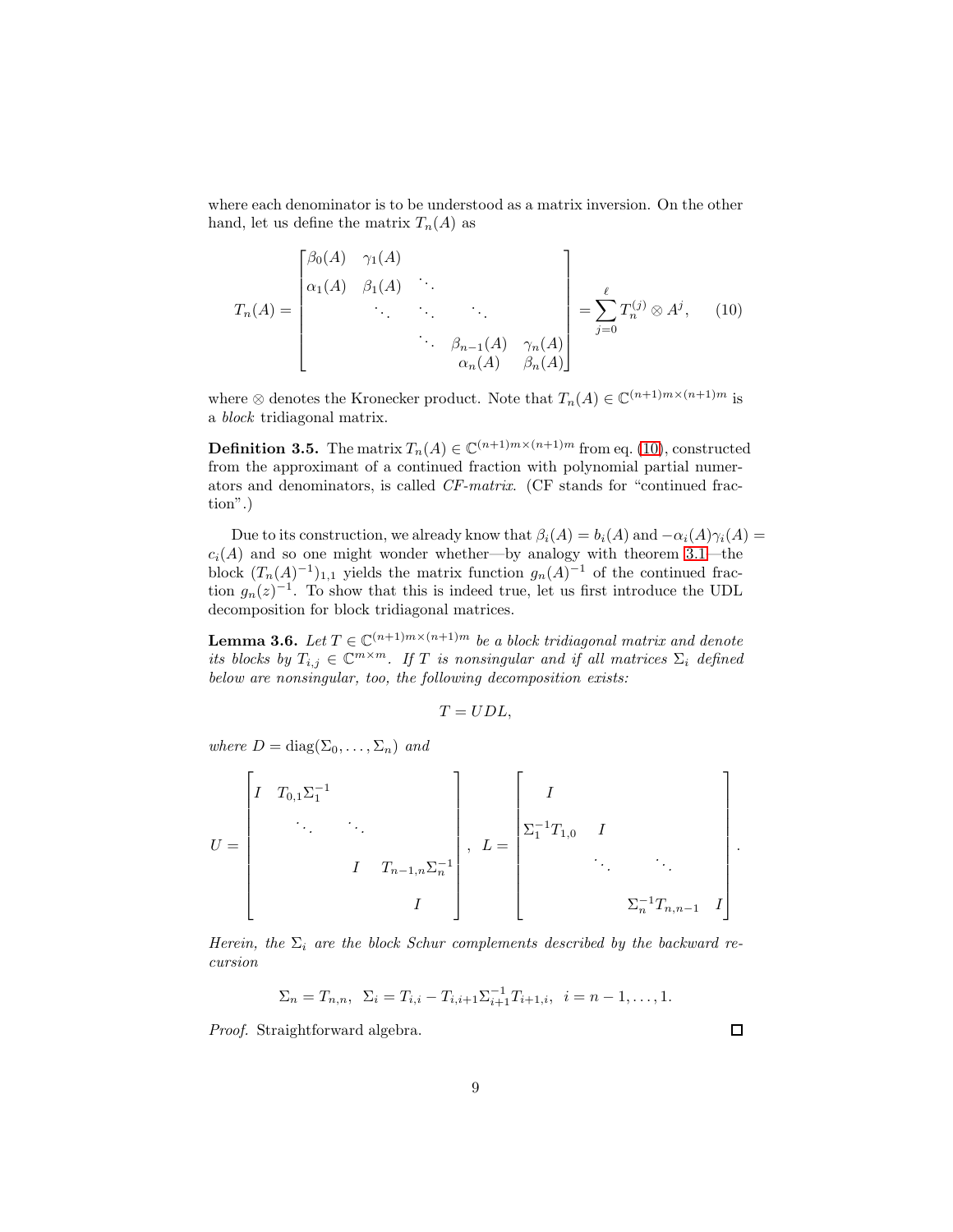where each denominator is to be understood as a matrix inversion. On the other hand, let us define the matrix $T_n(A)$ as

$$T_n(A) = \begin{bmatrix} \beta_0(A) & \gamma_1(A) & & & \\ \alpha_1(A) & \beta_1(A) & \ddots & & \\ & \ddots & \ddots & \ddots & \\ & & \ddots & \beta_{n-1}(A) & \gamma_n(A) \\ & & & \alpha_n(A) & \beta_n(A) \end{bmatrix} = \sum_{j=0}^{\ell} T_n^{(j)} \otimes A^j, \tag{10}$$

where $\otimes$ denotes the Kronecker product. Note that $T_n(A) \in \mathbb{C}^{(n+1)m \times (n+1)m}$ is a *block* tridiagonal matrix.

**Definition 3.5.** The matrix $T_n(A) \in \mathbb{C}^{(n+1)m \times (n+1)m}$ from eq. (10), constructed from the approximant of a continued fraction with polynomial partial numerators and denominators, is called *CF-matrix*. (CF stands for "continued fraction".)

Due to its construction, we already know that $\beta_i(A) = b_i(A)$ and $-\alpha_i(A)\gamma_i(A) = c_i(A)$ and so one might wonder whether—by analogy with theorem 3.1—the block $(T_n(A)^{-1})_{1,1}$ yields the matrix function $g_n(A)^{-1}$ of the continued fraction $g_n(z)^{-1}$. To show that this is indeed true, let us first introduce the UDL decomposition for block tridiagonal matrices.

**Lemma 3.6.** *Let $T \in \mathbb{C}^{(n+1)m \times (n+1)m}$ be a block tridiagonal matrix and denote its blocks by $T_{i,j} \in \mathbb{C}^{m \times m}$. If $T$ is nonsingular and if all matrices $\Sigma_i$ defined below are nonsingular, too, the following decomposition exists:*

$$T = UDL,$$

*where $D = \operatorname{diag}(\Sigma_0, \ldots, \Sigma_n)$ and*

$$U = \begin{bmatrix} I & T_{0,1}\Sigma_1^{-1} & & \\ & \ddots & \ddots & \\ & & I & T_{n-1,n}\Sigma_n^{-1} \\ & & & I \end{bmatrix}, \quad L = \begin{bmatrix} I & & & \\ \Sigma_1^{-1}T_{1,0} & I & & \\ & \ddots & \ddots & \\ & & \Sigma_n^{-1}T_{n,n-1} & I \end{bmatrix}.$$

*Herein, the $\Sigma_i$ are the block Schur complements described by the backward recursion*

$$\Sigma_n = T_{n,n}, \;\; \Sigma_i = T_{i,i} - T_{i,i+1}\Sigma_{i+1}^{-1}T_{i+1,i}, \;\; i = n-1, \ldots, 1.$$

*Proof.* Straightforward algebra. $\square$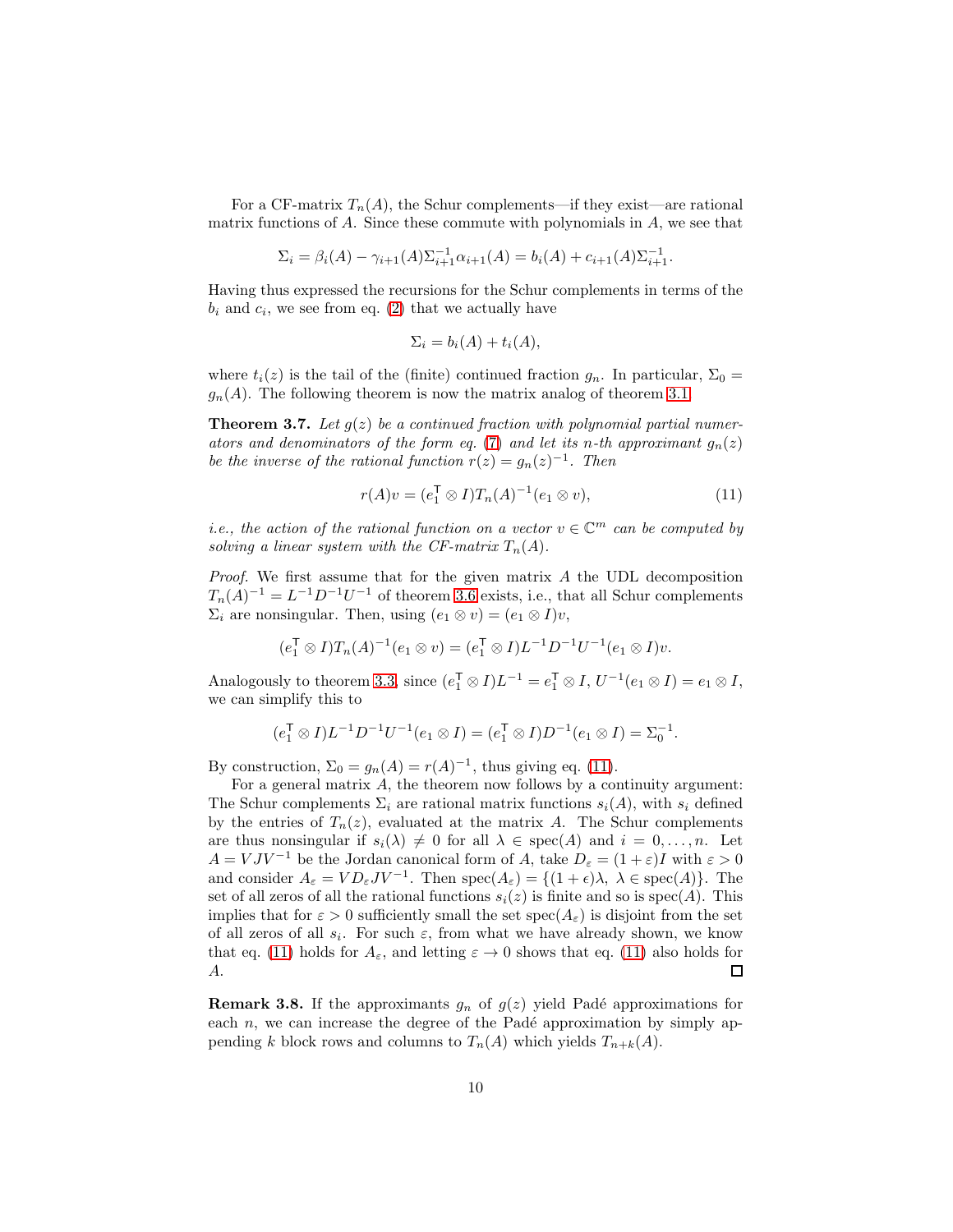For a CF-matrix $T_n(A)$, the Schur complements—if they exist—are rational matrix functions of $A$. Since these commute with polynomials in $A$, we see that

$$\Sigma_i = \beta_i(A) - \gamma_{i+1}(A)\Sigma_{i+1}^{-1}\alpha_{i+1}(A) = b_i(A) + c_{i+1}(A)\Sigma_{i+1}^{-1}.$$

Having thus expressed the recursions for the Schur complements in terms of the $b_i$ and $c_i$, we see from eq. (2) that we actually have

$$\Sigma_i = b_i(A) + t_i(A),$$

where $t_i(z)$ is the tail of the (finite) continued fraction $g_n$. In particular, $\Sigma_0 = g_n(A)$. The following theorem is now the matrix analog of theorem 3.1.

**Theorem 3.7.** *Let $g(z)$ be a continued fraction with polynomial partial numerators and denominators of the form eq. (7) and let its $n$-th approximant $g_n(z)$ be the inverse of the rational function $r(z) = g_n(z)^{-1}$. Then*

$$r(A)v = (e_1^{\mathsf{T}} \otimes I)T_n(A)^{-1}(e_1 \otimes v), \tag{11}$$

*i.e., the action of the rational function on a vector $v \in \mathbb{C}^m$ can be computed by solving a linear system with the CF-matrix $T_n(A)$.*

*Proof.* We first assume that for the given matrix $A$ the UDL decomposition $T_n(A)^{-1} = L^{-1}D^{-1}U^{-1}$ of theorem 3.6 exists, i.e., that all Schur complements $\Sigma_i$ are nonsingular. Then, using $(e_1 \otimes v) = (e_1 \otimes I)v$,

$$(e_1^{\mathsf{T}} \otimes I)T_n(A)^{-1}(e_1 \otimes v) = (e_1^{\mathsf{T}} \otimes I)L^{-1}D^{-1}U^{-1}(e_1 \otimes I)v.$$

Analogously to theorem 3.3, since $(e_1^{\mathsf{T}} \otimes I)L^{-1} = e_1^{\mathsf{T}} \otimes I$, $U^{-1}(e_1 \otimes I) = e_1 \otimes I$, we can simplify this to

$$(e_1^{\mathsf{T}} \otimes I)L^{-1}D^{-1}U^{-1}(e_1 \otimes I) = (e_1^{\mathsf{T}} \otimes I)D^{-1}(e_1 \otimes I) = \Sigma_0^{-1}.$$

By construction, $\Sigma_0 = g_n(A) = r(A)^{-1}$, thus giving eq. (11).

For a general matrix $A$, the theorem now follows by a continuity argument: The Schur complements $\Sigma_i$ are rational matrix functions $s_i(A)$, with $s_i$ defined by the entries of $T_n(z)$, evaluated at the matrix $A$. The Schur complements are thus nonsingular if $s_i(\lambda) \neq 0$ for all $\lambda \in \operatorname{spec}(A)$ and $i = 0, \ldots, n$. Let $A = VJV^{-1}$ be the Jordan canonical form of $A$, take $D_\varepsilon = (1+\varepsilon)I$ with $\varepsilon > 0$ and consider $A_\varepsilon = VD_\varepsilon JV^{-1}$. Then $\operatorname{spec}(A_\varepsilon) = \{(1+\epsilon)\lambda,\ \lambda \in \operatorname{spec}(A)\}$. The set of all zeros of all the rational functions $s_i(z)$ is finite and so is $\operatorname{spec}(A)$. This implies that for $\varepsilon > 0$ sufficiently small the set $\operatorname{spec}(A_\varepsilon)$ is disjoint from the set of all zeros of all $s_i$. For such $\varepsilon$, from what we have already shown, we know that eq. (11) holds for $A_\varepsilon$, and letting $\varepsilon \to 0$ shows that eq. (11) also holds for $A$. ◻

**Remark 3.8.** If the approximants $g_n$ of $g(z)$ yield Padé approximations for each $n$, we can increase the degree of the Padé approximation by simply appending $k$ block rows and columns to $T_n(A)$ which yields $T_{n+k}(A)$.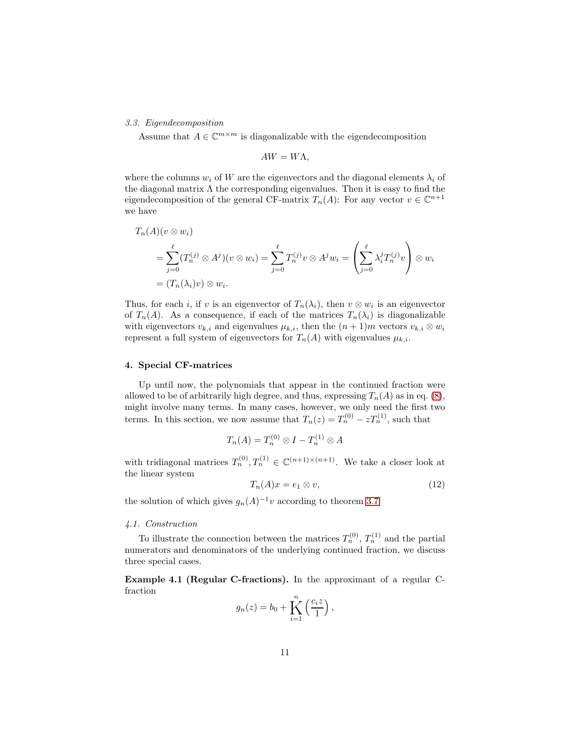### 3.3. Eigendecomposition

Assume that $A \in \mathbb{C}^{m\times m}$ is diagonalizable with the eigendecomposition

$$AW = W\Lambda,$$

where the columns $w_i$ of $W$ are the eigenvectors and the diagonal elements $\lambda_i$ of the diagonal matrix $\Lambda$ the corresponding eigenvalues. Then it is easy to find the eigendecomposition of the general CF-matrix $T_n(A)$: For any vector $v \in \mathbb{C}^{n+1}$ we have

$$\begin{aligned}
T_n(A)&(v \otimes w_i) \\
&= \sum_{j=0}^{\ell} (T_n^{(j)} \otimes A^j)(v \otimes w_i) = \sum_{j=0}^{\ell} T_n^{(j)} v \otimes A^j w_i = \left( \sum_{j=0}^{\ell} \lambda_i^j T_n^{(j)} v \right) \otimes w_i \\
&= (T_n(\lambda_i) v) \otimes w_i.
\end{aligned}$$

Thus, for each $i$, if $v$ is an eigenvector of $T_n(\lambda_i)$, then $v \otimes w_i$ is an eigenvector of $T_n(A)$. As a consequence, if each of the matrices $T_n(\lambda_i)$ is diagonalizable with eigenvectors $v_{k,i}$ and eigenvalues $\mu_{k,i}$, then the $(n+1)m$ vectors $v_{k,i} \otimes w_i$ represent a full system of eigenvectors for $T_n(A)$ with eigenvalues $\mu_{k,i}$.

## 4. Special CF-matrices

Up until now, the polynomials that appear in the continued fraction were allowed to be of arbitrarily high degree, and thus, expressing $T_n(A)$ as in eq. (8), might involve many terms. In many cases, however, we only need the first two terms. In this section, we now assume that $T_n(z) = T_n^{(0)} - zT_n^{(1)}$, such that

$$T_n(A) = T_n^{(0)} \otimes I - T_n^{(1)} \otimes A$$

with tridiagonal matrices $T_n^{(0)}, T_n^{(1)} \in \mathbb{C}^{(n+1)\times(n+1)}$. We take a closer look at the linear system

$$T_n(A)x = e_1 \otimes v, \tag{12}$$

the solution of which gives $g_n(A)^{-1}v$ according to theorem 3.7.

### 4.1. Construction

To illustrate the connection between the matrices $T_n^{(0)}$, $T_n^{(1)}$ and the partial numerators and denominators of the underlying continued fraction, we discuss three special cases.

**Example 4.1 (Regular C-fractions).** In the approximant of a regular C-fraction

$$g_n(z) = b_0 + \mathop{\mathrm{K}}_{i=1}^{n} \left( \frac{c_i z}{1} \right),$$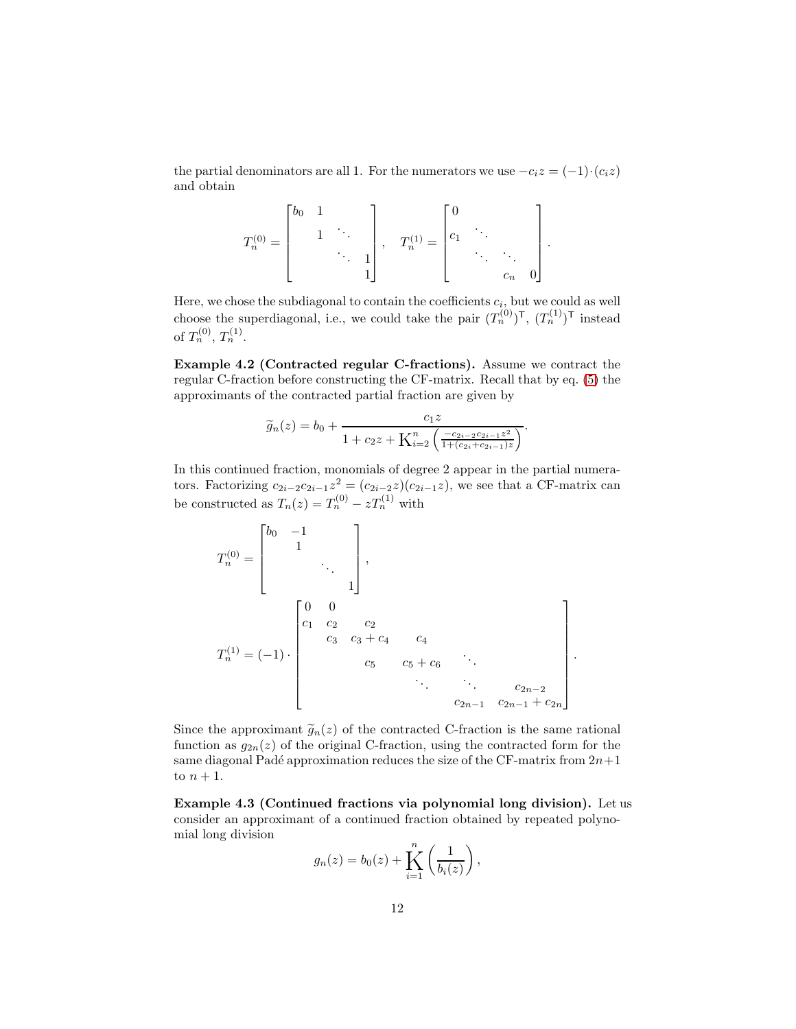the partial denominators are all 1. For the numerators we use $-c_i z = (-1)\cdot(c_i z)$ and obtain

$$T_n^{(0)} = \begin{bmatrix} b_0 & 1 & & \\ & 1 & \ddots & \\ & & \ddots & 1 \\ & & & 1 \end{bmatrix}, \quad T_n^{(1)} = \begin{bmatrix} 0 & & & \\ c_1 & \ddots & & \\ & \ddots & \ddots & \\ & & c_n & 0 \end{bmatrix}.$$

Here, we chose the subdiagonal to contain the coefficients $c_i$, but we could as well choose the superdiagonal, i.e., we could take the pair $(T_n^{(0)})^\mathsf{T}$, $(T_n^{(1)})^\mathsf{T}$ instead of $T_n^{(0)}$, $T_n^{(1)}$.

**Example 4.2 (Contracted regular C-fractions).** Assume we contract the regular C-fraction before constructing the CF-matrix. Recall that by eq. (5) the approximants of the contracted partial fraction are given by

$$\widetilde{g}_n(z) = b_0 + \frac{c_1 z}{1 + c_2 z + \mathrm{K}_{i=2}^{n}\left(\frac{-c_{2i-2}c_{2i-1}z^2}{1+(c_{2i}+c_{2i-1})z}\right)}.$$

In this continued fraction, monomials of degree 2 appear in the partial numerators. Factorizing $c_{2i-2}c_{2i-1}z^2 = (c_{2i-2}z)(c_{2i-1}z)$, we see that a CF-matrix can be constructed as $T_n(z) = T_n^{(0)} - zT_n^{(1)}$ with

$$T_n^{(0)} = \begin{bmatrix} b_0 & -1 & & \\ & 1 & & \\ & & \ddots & \\ & & & 1 \end{bmatrix},$$

$$T_n^{(1)} = (-1)\cdot \begin{bmatrix} 0 & 0 & & & & \\ c_1 & c_2 & c_2 & & & \\ & c_3 & c_3 + c_4 & c_4 & & \\ & & c_5 & c_5 + c_6 & \ddots & \\ & & & \ddots & \ddots & c_{2n-2} \\ & & & & c_{2n-1} & c_{2n-1} + c_{2n} \end{bmatrix}.$$

Since the approximant $\widetilde{g}_n(z)$ of the contracted C-fraction is the same rational function as $g_{2n}(z)$ of the original C-fraction, using the contracted form for the same diagonal Padé approximation reduces the size of the CF-matrix from $2n+1$ to $n+1$.

**Example 4.3 (Continued fractions via polynomial long division).** Let us consider an approximant of a continued fraction obtained by repeated polynomial long division

$$g_n(z) = b_0(z) + \mathop{\mathrm{K}}_{i=1}^{n}\left(\frac{1}{b_i(z)}\right),$$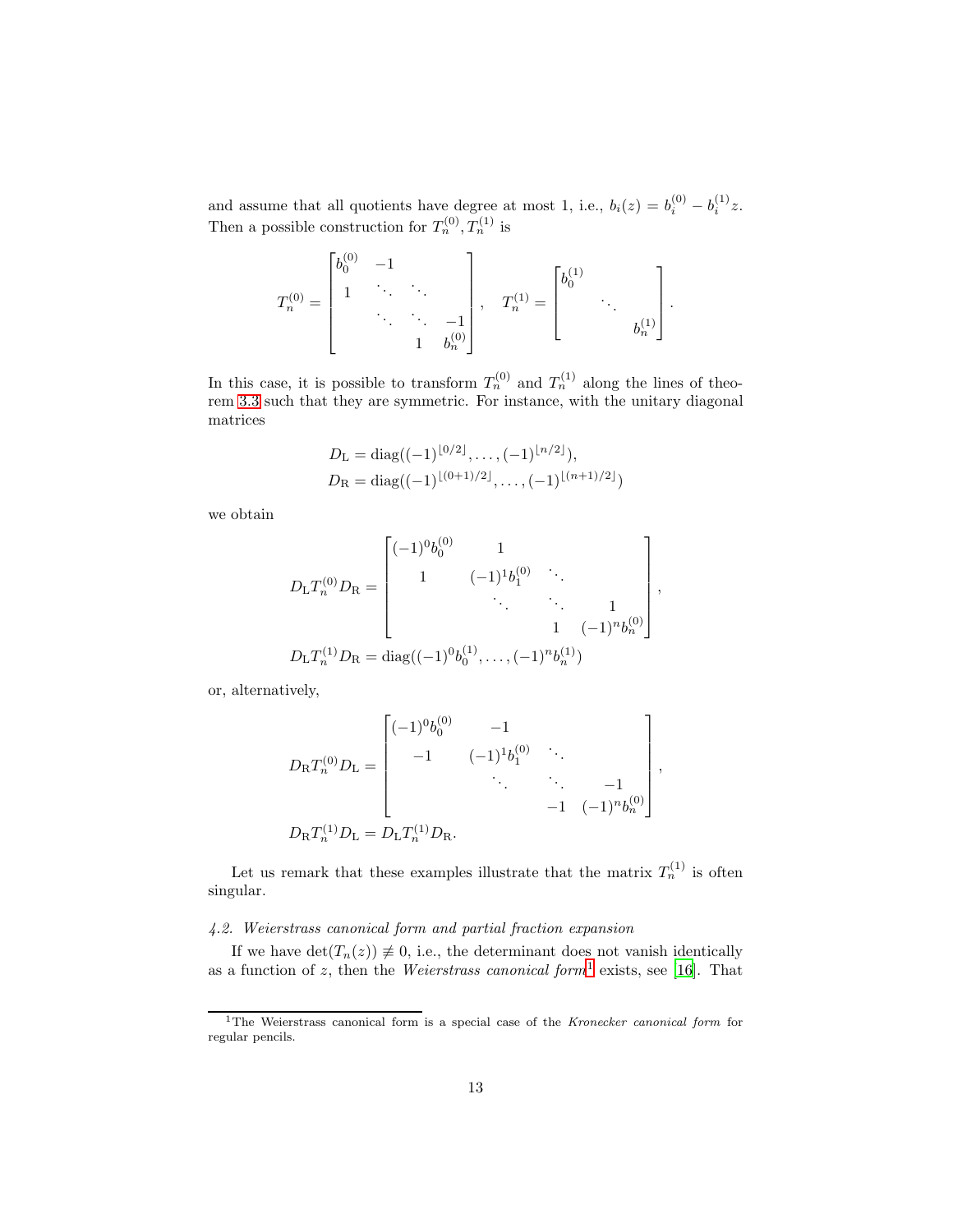and assume that all quotients have degree at most 1, i.e., $b_i(z) = b_i^{(0)} - b_i^{(1)} z$. Then a possible construction for $T_n^{(0)}, T_n^{(1)}$ is

$$T_n^{(0)} = \begin{bmatrix} b_0^{(0)} & -1 & & \\ 1 & \ddots & \ddots & \\ & \ddots & \ddots & -1 \\ & & 1 & b_n^{(0)} \end{bmatrix}, \quad T_n^{(1)} = \begin{bmatrix} b_0^{(1)} & & \\ & \ddots & \\ & & b_n^{(1)} \end{bmatrix}.$$

In this case, it is possible to transform $T_n^{(0)}$ and $T_n^{(1)}$ along the lines of theorem 3.3 such that they are symmetric. For instance, with the unitary diagonal matrices

$$\begin{aligned} D_{\mathrm{L}} &= \operatorname{diag}((-1)^{\lfloor 0/2 \rfloor}, \ldots, (-1)^{\lfloor n/2 \rfloor}), \\ D_{\mathrm{R}} &= \operatorname{diag}((-1)^{\lfloor (0+1)/2 \rfloor}, \ldots, (-1)^{\lfloor (n+1)/2 \rfloor}) \end{aligned}$$

we obtain

$$\begin{aligned} D_{\mathrm{L}} T_n^{(0)} D_{\mathrm{R}} &= \begin{bmatrix} (-1)^0 b_0^{(0)} & 1 & & \\ 1 & (-1)^1 b_1^{(0)} & \ddots & \\ & \ddots & \ddots & 1 \\ & & 1 & (-1)^n b_n^{(0)} \end{bmatrix}, \\ D_{\mathrm{L}} T_n^{(1)} D_{\mathrm{R}} &= \operatorname{diag}((-1)^0 b_0^{(1)}, \ldots, (-1)^n b_n^{(1)}) \end{aligned}$$

or, alternatively,

$$\begin{aligned} D_{\mathrm{R}} T_n^{(0)} D_{\mathrm{L}} &= \begin{bmatrix} (-1)^0 b_0^{(0)} & -1 & & \\ -1 & (-1)^1 b_1^{(0)} & \ddots & \\ & \ddots & \ddots & -1 \\ & & -1 & (-1)^n b_n^{(0)} \end{bmatrix}, \\ D_{\mathrm{R}} T_n^{(1)} D_{\mathrm{L}} &= D_{\mathrm{L}} T_n^{(1)} D_{\mathrm{R}}. \end{aligned}$$

Let us remark that these examples illustrate that the matrix $T_n^{(1)}$ is often singular.

### *4.2. Weierstrass canonical form and partial fraction expansion*

If we have $\det(T_n(z)) \not\equiv 0$, i.e., the determinant does not vanish identically as a function of $z$, then the *Weierstrass canonical form*[1] exists, see [16]. That

[1] The Weierstrass canonical form is a special case of the *Kronecker canonical form* for regular pencils.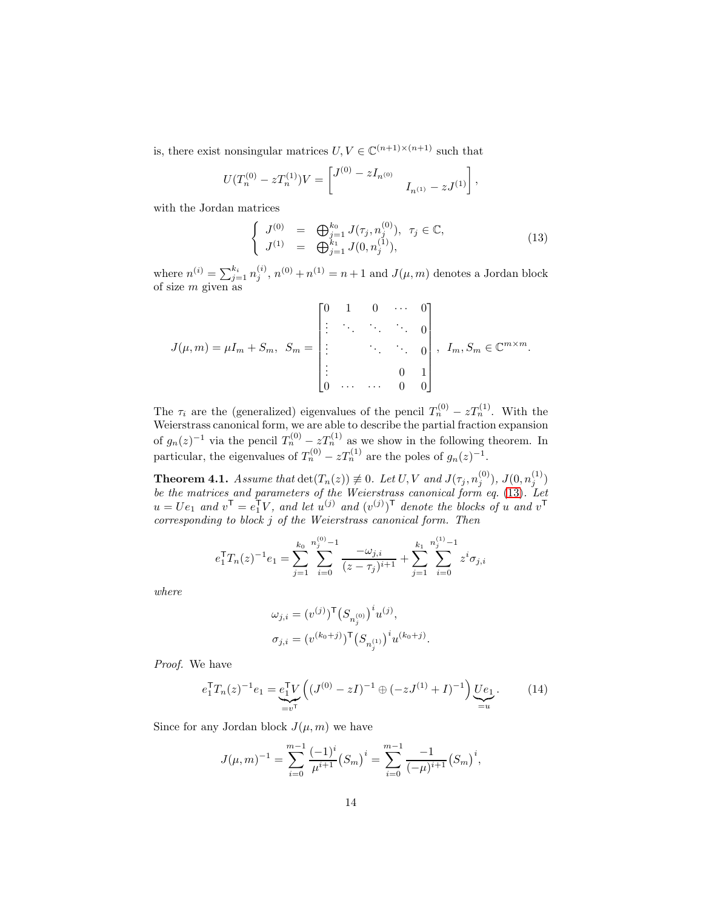is, there exist nonsingular matrices $U, V \in \mathbb{C}^{(n+1)\times(n+1)}$ such that

$$U(T_n^{(0)} - zT_n^{(1)})V = \begin{bmatrix} J^{(0)} - zI_{n^{(0)}} & \\ & I_{n^{(1)}} - zJ^{(1)} \end{bmatrix},$$

with the Jordan matrices

$$\left\{ \begin{array}{rcl} J^{(0)} & = & \bigoplus_{j=1}^{k_0} J(\tau_j, n_j^{(0)}), \;\; \tau_j \in \mathbb{C}, \\ J^{(1)} & = & \bigoplus_{j=1}^{k_1} J(0, n_j^{(1)}), \end{array} \right. \tag{13}$$

where $n^{(i)} = \sum_{j=1}^{k_i} n_j^{(i)}$, $n^{(0)} + n^{(1)} = n+1$ and $J(\mu, m)$ denotes a Jordan block of size $m$ given as

$$J(\mu, m) = \mu I_m + S_m, \;\; S_m = \begin{bmatrix} 0 & 1 & 0 & \cdots & 0 \\ \vdots & \ddots & \ddots & \ddots & 0 \\ \vdots & & \ddots & \ddots & 0 \\ \vdots & & & 0 & 1 \\ 0 & \cdots & \cdots & 0 & 0 \end{bmatrix}, \;\; I_m, S_m \in \mathbb{C}^{m \times m}.$$

The $\tau_i$ are the (generalized) eigenvalues of the pencil $T_n^{(0)} - zT_n^{(1)}$. With the Weierstrass canonical form, we are able to describe the partial fraction expansion of $g_n(z)^{-1}$ via the pencil $T_n^{(0)} - zT_n^{(1)}$ as we show in the following theorem. In particular, the eigenvalues of $T_n^{(0)} - zT_n^{(1)}$ are the poles of $g_n(z)^{-1}$.

**Theorem 4.1.** *Assume that* $\det(T_n(z)) \not\equiv 0$. *Let* $U, V$ *and* $J(\tau_j, n_j^{(0)})$, $J(0, n_j^{(1)})$ *be the matrices and parameters of the Weierstrass canonical form eq.* (13). *Let* $u = Ue_1$ *and* $v^\mathsf{T} = e_1^\mathsf{T} V$, *and let* $u^{(j)}$ *and* $(v^{(j)})^\mathsf{T}$ *denote the blocks of* $u$ *and* $v^\mathsf{T}$ *corresponding to block* $j$ *of the Weierstrass canonical form. Then*

$$e_1^\mathsf{T} T_n(z)^{-1} e_1 = \sum_{j=1}^{k_0} \sum_{i=0}^{n_j^{(0)}-1} \frac{-\omega_{j,i}}{(z-\tau_j)^{i+1}} + \sum_{j=1}^{k_1} \sum_{i=0}^{n_j^{(1)}-1} z^i \sigma_{j,i}$$

*where*

$$\omega_{j,i} = (v^{(j)})^\mathsf{T} \big(S_{n_j^{(0)}}\big)^i u^{(j)},$$
$$\sigma_{j,i} = (v^{(k_0+j)})^\mathsf{T} \big(S_{n_j^{(1)}}\big)^i u^{(k_0+j)}.$$

*Proof.* We have

$$e_1^\mathsf{T} T_n(z)^{-1} e_1 = \underbrace{e_1^\mathsf{T} V}_{=v^\mathsf{T}} \Big( (J^{(0)} - zI)^{-1} \oplus (-zJ^{(1)} + I)^{-1} \Big) \underbrace{Ue_1}_{=u}. \tag{14}$$

Since for any Jordan block $J(\mu, m)$ we have

$$J(\mu, m)^{-1} = \sum_{i=0}^{m-1} \frac{(-1)^i}{\mu^{i+1}} \big(S_m\big)^i = \sum_{i=0}^{m-1} \frac{-1}{(-\mu)^{i+1}} \big(S_m\big)^i,$$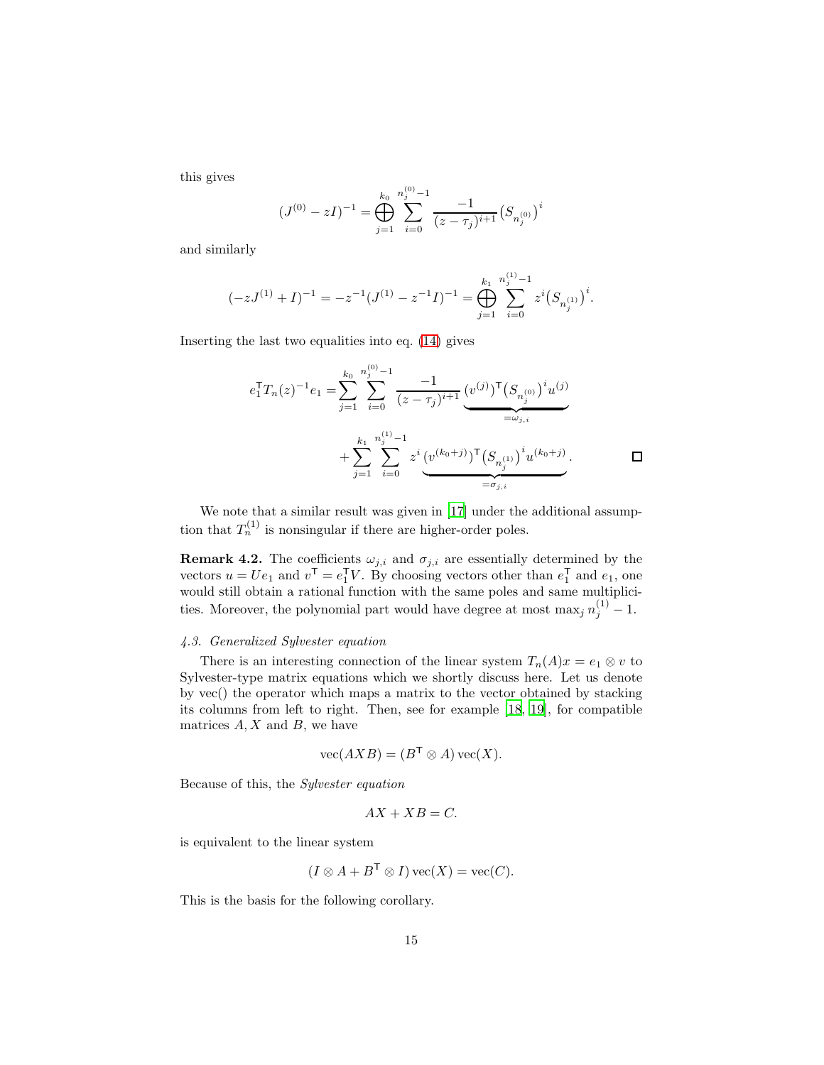this gives

$$(J^{(0)} - zI)^{-1} = \bigoplus_{j=1}^{k_0} \sum_{i=0}^{n_j^{(0)}-1} \frac{-1}{(z-\tau_j)^{i+1}} \big(S_{n_j^{(0)}}\big)^i$$

and similarly

$$(-zJ^{(1)} + I)^{-1} = -z^{-1}(J^{(1)} - z^{-1}I)^{-1} = \bigoplus_{j=1}^{k_1} \sum_{i=0}^{n_j^{(1)}-1} z^i \big(S_{n_j^{(1)}}\big)^i.$$

Inserting the last two equalities into eq. (14) gives

$$\begin{aligned} e_1^\mathsf{T} T_n(z)^{-1} e_1 = &\sum_{j=1}^{k_0} \sum_{i=0}^{n_j^{(0)}-1} \frac{-1}{(z-\tau_j)^{i+1}} \underbrace{(v^{(j)})^\mathsf{T} \big(S_{n_j^{(0)}}\big)^i u^{(j)}}_{=\omega_{j,i}} \\ &+ \sum_{j=1}^{k_1} \sum_{i=0}^{n_j^{(1)}-1} z^i \underbrace{(v^{(k_0+j)})^\mathsf{T} \big(S_{n_j^{(1)}}\big)^i u^{(k_0+j)}}_{=\sigma_{j,i}}. \end{aligned}$$

□

We note that a similar result was given in [17] under the additional assumption that $T_n^{(1)}$ is nonsingular if there are higher-order poles.

**Remark 4.2.** The coefficients $\omega_{j,i}$ and $\sigma_{j,i}$ are essentially determined by the vectors $u = Ue_1$ and $v^\mathsf{T} = e_1^\mathsf{T} V$. By choosing vectors other than $e_1^\mathsf{T}$ and $e_1$, one would still obtain a rational function with the same poles and same multiplicities. Moreover, the polynomial part would have degree at most $\max_j n_j^{(1)} - 1$.

### *4.3. Generalized Sylvester equation*

There is an interesting connection of the linear system $T_n(A)x = e_1 \otimes v$ to Sylvester-type matrix equations which we shortly discuss here. Let us denote by vec() the operator which maps a matrix to the vector obtained by stacking its columns from left to right. Then, see for example [18, 19], for compatible matrices $A, X$ and $B$, we have

$$\operatorname{vec}(AXB) = (B^\mathsf{T} \otimes A) \operatorname{vec}(X).$$

Because of this, the *Sylvester equation*

$$AX + XB = C.$$

is equivalent to the linear system

$$(I \otimes A + B^\mathsf{T} \otimes I) \operatorname{vec}(X) = \operatorname{vec}(C).$$

This is the basis for the following corollary.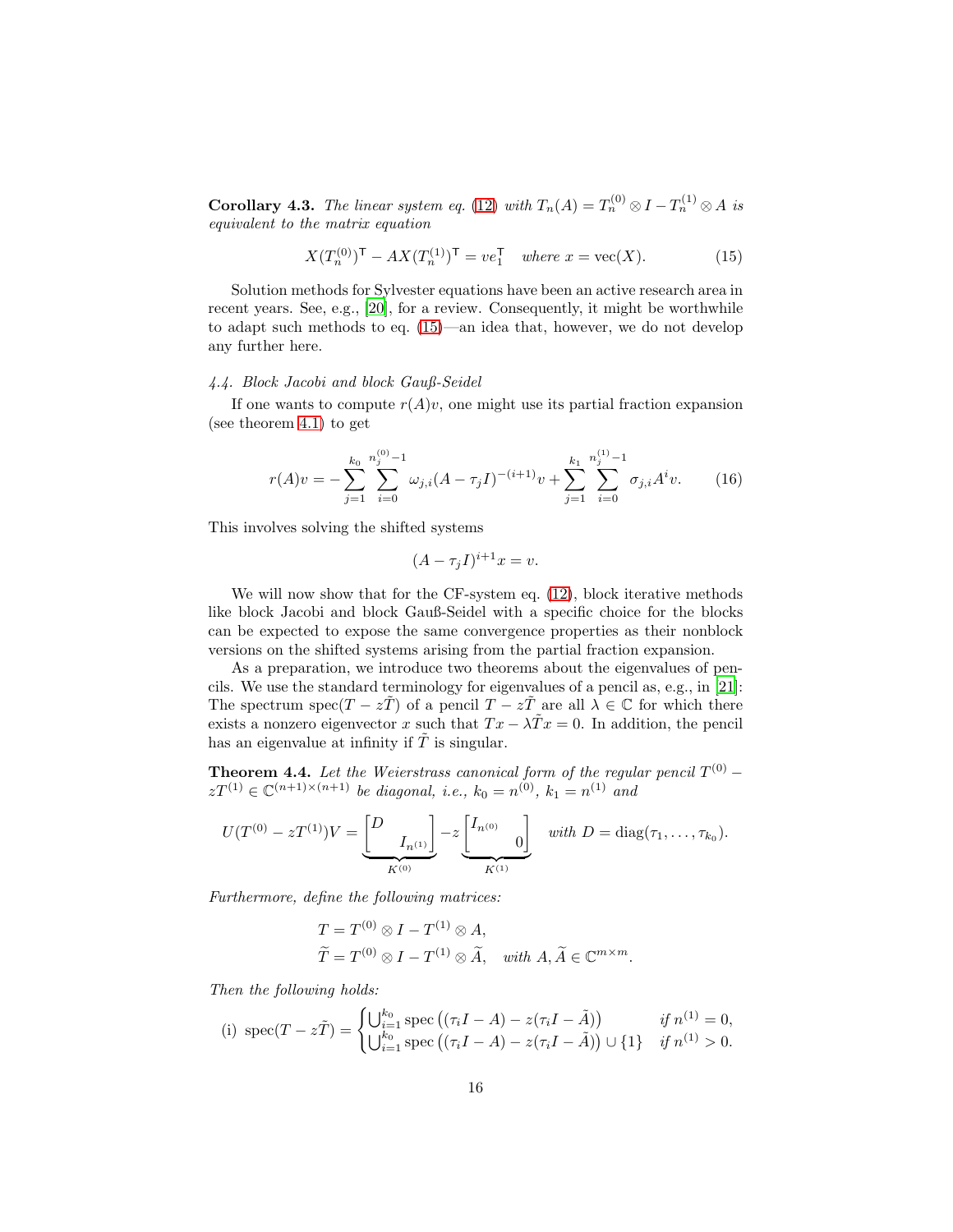**Corollary 4.3.** *The linear system eq. (12) with $T_n(A) = T_n^{(0)} \otimes I - T_n^{(1)} \otimes A$ is equivalent to the matrix equation*

$$X(T_n^{(0)})^\mathsf{T} - AX(T_n^{(1)})^\mathsf{T} = ve_1^\mathsf{T} \quad \textit{where } x = \operatorname{vec}(X). \tag{15}$$

Solution methods for Sylvester equations have been an active research area in recent years. See, e.g., [20], for a review. Consequently, it might be worthwhile to adapt such methods to eq. (15)—an idea that, however, we do not develop any further here.

*4.4. Block Jacobi and block Gauß-Seidel*

If one wants to compute $r(A)v$, one might use its partial fraction expansion (see theorem 4.1) to get

$$r(A)v = -\sum_{j=1}^{k_0} \sum_{i=0}^{n_j^{(0)}-1} \omega_{j,i}(A - \tau_j I)^{-(i+1)}v + \sum_{j=1}^{k_1} \sum_{i=0}^{n_j^{(1)}-1} \sigma_{j,i} A^i v. \tag{16}$$

This involves solving the shifted systems

$$(A - \tau_j I)^{i+1} x = v.$$

We will now show that for the CF-system eq. (12), block iterative methods like block Jacobi and block Gauß-Seidel with a specific choice for the blocks can be expected to expose the same convergence properties as their nonblock versions on the shifted systems arising from the partial fraction expansion.

As a preparation, we introduce two theorems about the eigenvalues of pencils. We use the standard terminology for eigenvalues of a pencil as, e.g., in [21]: The spectrum $\operatorname{spec}(T - z\tilde{T})$ of a pencil $T - z\tilde{T}$ are all $\lambda \in \mathbb{C}$ for which there exists a nonzero eigenvector $x$ such that $Tx - \lambda\tilde{T}x = 0$. In addition, the pencil has an eigenvalue at infinity if $\tilde{T}$ is singular.

**Theorem 4.4.** *Let the Weierstrass canonical form of the regular pencil $T^{(0)} - zT^{(1)} \in \mathbb{C}^{(n+1)\times(n+1)}$ be diagonal, i.e., $k_0 = n^{(0)}$, $k_1 = n^{(1)}$ and*

$$U(T^{(0)} - zT^{(1)})V = \underbrace{\begin{bmatrix} D & \\ & I_{n^{(1)}} \end{bmatrix}}_{K^{(0)}} - z \underbrace{\begin{bmatrix} I_{n^{(0)}} & \\ & 0 \end{bmatrix}}_{K^{(1)}} \quad \textit{with } D = \operatorname{diag}(\tau_1, \ldots, \tau_{k_0}).$$

*Furthermore, define the following matrices:*

$$\begin{aligned} T &= T^{(0)} \otimes I - T^{(1)} \otimes A, \\ \widetilde{T} &= T^{(0)} \otimes I - T^{(1)} \otimes \widetilde{A}, \quad \textit{with } A, \widetilde{A} \in \mathbb{C}^{m\times m}. \end{aligned}$$

*Then the following holds:*

$$\text{(i)}\ \operatorname{spec}(T - z\tilde{T}) = \begin{cases} \bigcup_{i=1}^{k_0} \operatorname{spec}\left((\tau_i I - A) - z(\tau_i I - \tilde{A})\right) & \textit{if } n^{(1)} = 0, \\ \bigcup_{i=1}^{k_0} \operatorname{spec}\left((\tau_i I - A) - z(\tau_i I - \tilde{A})\right) \cup \{1\} & \textit{if } n^{(1)} > 0. \end{cases}$$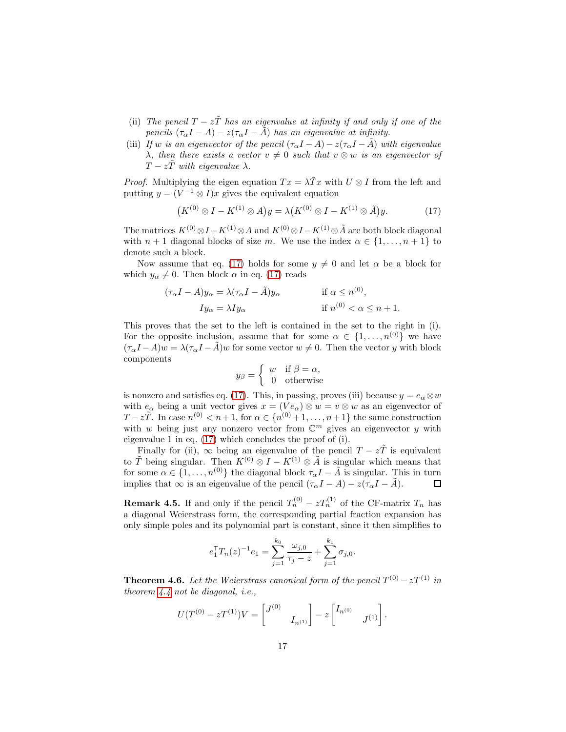(ii) *The pencil $T - z\tilde{T}$ has an eigenvalue at infinity if and only if one of the pencils $(\tau_\alpha I - A) - z(\tau_\alpha I - \tilde{A})$ has an eigenvalue at infinity.*

(iii) *If $w$ is an eigenvector of the pencil $(\tau_\alpha I - A) - z(\tau_\alpha I - \tilde{A})$ with eigenvalue $\lambda$, then there exists a vector $v \neq 0$ such that $v \otimes w$ is an eigenvector of $T - z\tilde{T}$ with eigenvalue $\lambda$.*

*Proof.* Multiplying the eigen equation $Tx = \lambda \tilde{T} x$ with $U \otimes I$ from the left and putting $y = (V^{-1} \otimes I)x$ gives the equivalent equation

$$\big(K^{(0)} \otimes I - K^{(1)} \otimes A\big) y = \lambda \big(K^{(0)} \otimes I - K^{(1)} \otimes \tilde{A}\big) y. \tag{17}$$

The matrices $K^{(0)} \otimes I - K^{(1)} \otimes A$ and $K^{(0)} \otimes I - K^{(1)} \otimes \tilde{A}$ are both block diagonal with $n+1$ diagonal blocks of size $m$. We use the index $\alpha \in \{1, \ldots, n+1\}$ to denote such a block.

Now assume that eq. (17) holds for some $y \neq 0$ and let $\alpha$ be a block for which $y_\alpha \neq 0$. Then block $\alpha$ in eq. (17) reads

$$\begin{aligned} (\tau_\alpha I - A) y_\alpha &= \lambda (\tau_\alpha I - \tilde{A}) y_\alpha && \text{if } \alpha \leq n^{(0)}, \\ I y_\alpha &= \lambda I y_\alpha && \text{if } n^{(0)} < \alpha \leq n+1. \end{aligned}$$

This proves that the set to the left is contained in the set to the right in (i). For the opposite inclusion, assume that for some $\alpha \in \{1, \ldots, n^{(0)}\}$ we have $(\tau_\alpha I - A) w = \lambda (\tau_\alpha I - \tilde{A}) w$ for some vector $w \neq 0$. Then the vector $y$ with block components

$$y_\beta = \begin{cases} w & \text{if } \beta = \alpha, \\ 0 & \text{otherwise} \end{cases}$$

is nonzero and satisfies eq. (17). This, in passing, proves (iii) because $y = e_\alpha \otimes w$ with $e_\alpha$ being a unit vector gives $x = (V e_\alpha) \otimes w = v \otimes w$ as an eigenvector of $T - z\tilde{T}$. In case $n^{(0)} < n+1$, for $\alpha \in \{n^{(0)}+1, \ldots, n+1\}$ the same construction with $w$ being just any nonzero vector from $\mathbb{C}^m$ gives an eigenvector $y$ with eigenvalue 1 in eq. (17) which concludes the proof of (i).

Finally for (ii), $\infty$ being an eigenvalue of the pencil $T - z\tilde{T}$ is equivalent to $\tilde{T}$ being singular. Then $K^{(0)} \otimes I - K^{(1)} \otimes \tilde{A}$ is singular which means that for some $\alpha \in \{1, \ldots, n^{(0)}\}$ the diagonal block $\tau_\alpha I - \tilde{A}$ is singular. This in turn implies that $\infty$ is an eigenvalue of the pencil $(\tau_\alpha I - A) - z(\tau_\alpha I - \tilde{A})$. □

**Remark 4.5.** If and only if the pencil $T_n^{(0)} - zT_n^{(1)}$ of the CF-matrix $T_n$ has a diagonal Weierstrass form, the corresponding partial fraction expansion has only simple poles and its polynomial part is constant, since it then simplifies to

$$e_1^\mathsf{T} T_n(z)^{-1} e_1 = \sum_{j=1}^{k_0} \frac{\omega_{j,0}}{\tau_j - z} + \sum_{j=1}^{k_1} \sigma_{j,0}.$$

**Theorem 4.6.** *Let the Weierstrass canonical form of the pencil $T^{(0)} - zT^{(1)}$ in theorem 4.4 not be diagonal, i.e.,*

$$U(T^{(0)} - zT^{(1)})V = \begin{bmatrix} J^{(0)} & \\ & I_{n^{(1)}} \end{bmatrix} - z \begin{bmatrix} I_{n^{(0)}} & \\ & J^{(1)} \end{bmatrix}.$$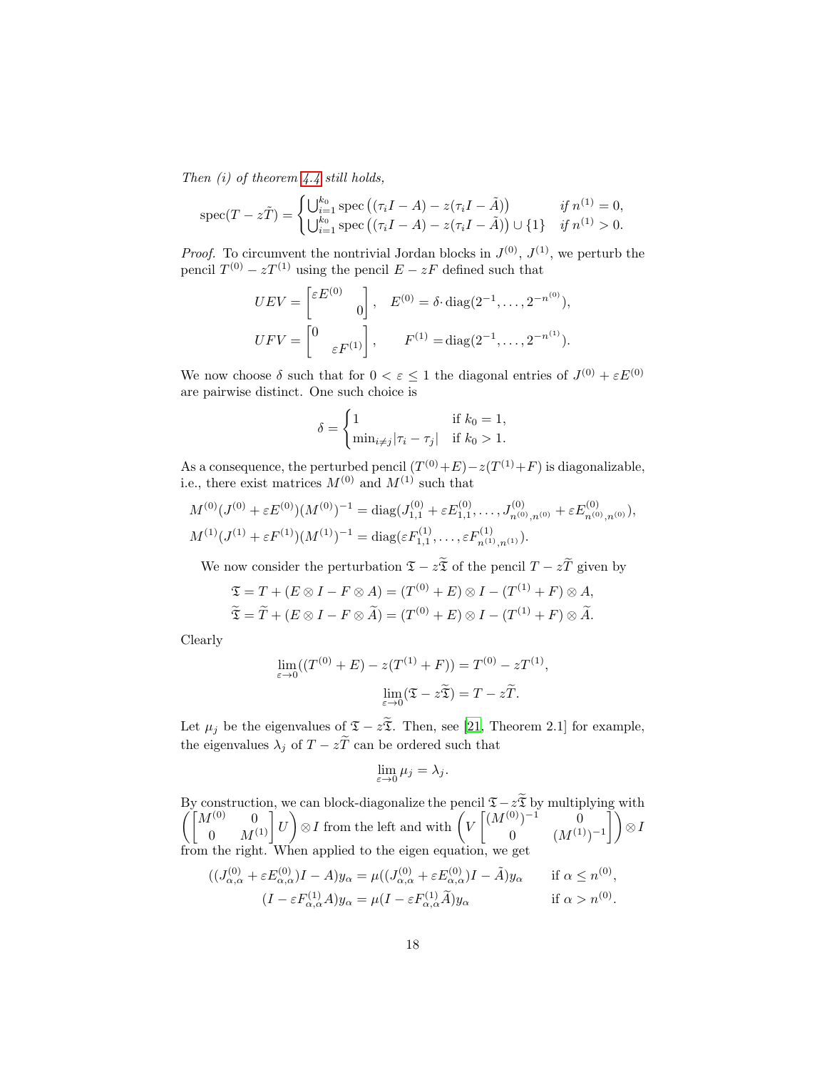*Then (i) of theorem 4.4 still holds,*

$$\operatorname{spec}(T - z\tilde{T}) = \begin{cases} \bigcup_{i=1}^{k_0} \operatorname{spec}\big((\tau_i I - A) - z(\tau_i I - \tilde{A})\big) & \text{if } n^{(1)} = 0, \\ \bigcup_{i=1}^{k_0} \operatorname{spec}\big((\tau_i I - A) - z(\tau_i I - \tilde{A})\big) \cup \{1\} & \text{if } n^{(1)} > 0. \end{cases}$$

*Proof.* To circumvent the nontrivial Jordan blocks in $J^{(0)}$, $J^{(1)}$, we perturb the pencil $T^{(0)} - zT^{(1)}$ using the pencil $E - zF$ defined such that

$$UEV = \begin{bmatrix} \varepsilon E^{(0)} & \\ & 0 \end{bmatrix}, \quad E^{(0)} = \delta \cdot \operatorname{diag}(2^{-1}, \ldots, 2^{-n^{(0)}}),$$

$$UFV = \begin{bmatrix} 0 & \\ & \varepsilon F^{(1)} \end{bmatrix}, \qquad F^{(1)} = \operatorname{diag}(2^{-1}, \ldots, 2^{-n^{(1)}}).$$

We now choose $\delta$ such that for $0 < \varepsilon \le 1$ the diagonal entries of $J^{(0)} + \varepsilon E^{(0)}$ are pairwise distinct. One such choice is

$$\delta = \begin{cases} 1 & \text{if } k_0 = 1, \\ \min_{i \ne j} |\tau_i - \tau_j| & \text{if } k_0 > 1. \end{cases}$$

As a consequence, the perturbed pencil $(T^{(0)}+E) - z(T^{(1)}+F)$ is diagonalizable, i.e., there exist matrices $M^{(0)}$ and $M^{(1)}$ such that

$$M^{(0)}(J^{(0)} + \varepsilon E^{(0)})(M^{(0)})^{-1} = \operatorname{diag}(J^{(0)}_{1,1} + \varepsilon E^{(0)}_{1,1}, \ldots, J^{(0)}_{n^{(0)},n^{(0)}} + \varepsilon E^{(0)}_{n^{(0)},n^{(0)}}),$$
$$M^{(1)}(J^{(1)} + \varepsilon F^{(1)})(M^{(1)})^{-1} = \operatorname{diag}(\varepsilon F^{(1)}_{1,1}, \ldots, \varepsilon F^{(1)}_{n^{(1)},n^{(1)}}).$$

We now consider the perturbation $\mathfrak{T} - z\widetilde{\mathfrak{T}}$ of the pencil $T - z\widetilde{T}$ given by

$$\mathfrak{T} = T + (E \otimes I - F \otimes A) = (T^{(0)} + E) \otimes I - (T^{(1)} + F) \otimes A,$$
$$\widetilde{\mathfrak{T}} = \widetilde{T} + (E \otimes I - F \otimes \widetilde{A}) = (T^{(0)} + E) \otimes I - (T^{(1)} + F) \otimes \widetilde{A}.$$

Clearly

$$\lim_{\varepsilon \to 0}((T^{(0)} + E) - z(T^{(1)} + F)) = T^{(0)} - zT^{(1)},$$
$$\lim_{\varepsilon \to 0}(\mathfrak{T} - z\widetilde{\mathfrak{T}}) = T - z\widetilde{T}.$$

Let $\mu_j$ be the eigenvalues of $\mathfrak{T} - z\widetilde{\mathfrak{T}}$. Then, see [21, Theorem 2.1] for example, the eigenvalues $\lambda_j$ of $T - z\widetilde{T}$ can be ordered such that

$$\lim_{\varepsilon \to 0} \mu_j = \lambda_j.$$

By construction, we can block-diagonalize the pencil $\mathfrak{T} - z\widetilde{\mathfrak{T}}$ by multiplying with $\left(\begin{bmatrix} M^{(0)} & 0 \\ 0 & M^{(1)} \end{bmatrix} U\right) \otimes I$ from the left and with $\left(V \begin{bmatrix} (M^{(0)})^{-1} & 0 \\ 0 & (M^{(1)})^{-1} \end{bmatrix}\right) \otimes I$ from the right. When applied to the eigen equation, we get

$$((J^{(0)}_{\alpha,\alpha} + \varepsilon E^{(0)}_{\alpha,\alpha})I - A)y_\alpha = \mu((J^{(0)}_{\alpha,\alpha} + \varepsilon E^{(0)}_{\alpha,\alpha})I - \tilde{A})y_\alpha \qquad \text{if } \alpha \le n^{(0)},$$
$$(I - \varepsilon F^{(1)}_{\alpha,\alpha} A)y_\alpha = \mu(I - \varepsilon F^{(1)}_{\alpha,\alpha}\widetilde{A})y_\alpha \qquad \text{if } \alpha > n^{(0)}.$$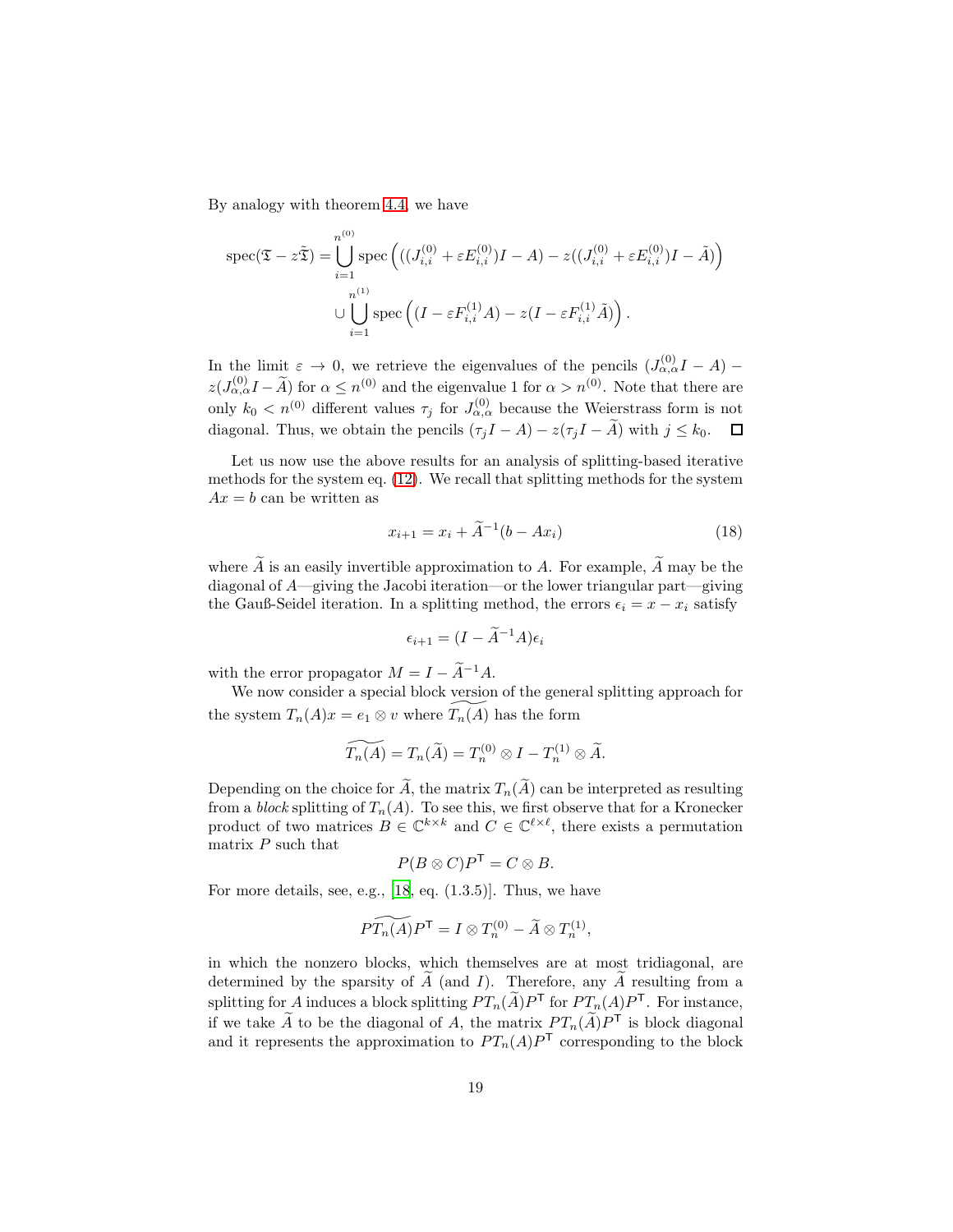By analogy with theorem 4.4, we have

$$
\begin{aligned}
\operatorname{spec}(\mathfrak{T} - z\tilde{\mathfrak{T}}) = &\bigcup_{i=1}^{n^{(0)}} \operatorname{spec}\left( ((J_{i,i}^{(0)} + \varepsilon E_{i,i}^{(0)})I - A) - z((J_{i,i}^{(0)} + \varepsilon E_{i,i}^{(0)})I - \tilde{A}) \right) \\
&\cup \bigcup_{i=1}^{n^{(1)}} \operatorname{spec}\left( (I - \varepsilon F_{i,i}^{(1)} A) - z(I - \varepsilon F_{i,i}^{(1)} \tilde{A}) \right).
\end{aligned}
$$

In the limit $\varepsilon \to 0$, we retrieve the eigenvalues of the pencils $(J_{\alpha,\alpha}^{(0)} I - A) - z(J_{\alpha,\alpha}^{(0)} I - \widetilde{A})$ for $\alpha \le n^{(0)}$ and the eigenvalue 1 for $\alpha > n^{(0)}$. Note that there are only $k_0 < n^{(0)}$ different values $\tau_j$ for $J_{\alpha,\alpha}^{(0)}$ because the Weierstrass form is not diagonal. Thus, we obtain the pencils $(\tau_j I - A) - z(\tau_j I - \widetilde{A})$ with $j \le k_0$. ◻

Let us now use the above results for an analysis of splitting-based iterative methods for the system eq. (12). We recall that splitting methods for the system $Ax = b$ can be written as

$$
x_{i+1} = x_i + \widetilde{A}^{-1}(b - Ax_i) \tag{18}
$$

where $\widetilde{A}$ is an easily invertible approximation to $A$. For example, $\widetilde{A}$ may be the diagonal of $A$—giving the Jacobi iteration—or the lower triangular part—giving the Gauß-Seidel iteration. In a splitting method, the errors $\epsilon_i = x - x_i$ satisfy

$$
\epsilon_{i+1} = (I - \widetilde{A}^{-1}A)\epsilon_i
$$

with the error propagator $M = I - \widetilde{A}^{-1}A$.

We now consider a special block version of the general splitting approach for the system $T_n(A)x = e_1 \otimes v$ where $\widetilde{T_n(A)}$ has the form

$$
\widetilde{T_n(A)} = T_n(\widetilde{A}) = T_n^{(0)} \otimes I - T_n^{(1)} \otimes \widetilde{A}.
$$

Depending on the choice for $\widetilde{A}$, the matrix $T_n(\widetilde{A})$ can be interpreted as resulting from a *block* splitting of $T_n(A)$. To see this, we first observe that for a Kronecker product of two matrices $B \in \mathbb{C}^{k \times k}$ and $C \in \mathbb{C}^{\ell \times \ell}$, there exists a permutation matrix $P$ such that

$$
P(B \otimes C)P^{\mathsf{T}} = C \otimes B.
$$

For more details, see, e.g., [18, eq. (1.3.5)]. Thus, we have

$$
P\widetilde{T_n(A)}P^{\mathsf{T}} = I \otimes T_n^{(0)} - \widetilde{A} \otimes T_n^{(1)},
$$

in which the nonzero blocks, which themselves are at most tridiagonal, are determined by the sparsity of $\widetilde{A}$ (and $I$). Therefore, any $\widetilde{A}$ resulting from a splitting for $A$ induces a block splitting $PT_n(\widetilde{A})P^{\mathsf{T}}$ for $PT_n(A)P^{\mathsf{T}}$. For instance, if we take $\widetilde{A}$ to be the diagonal of $A$, the matrix $PT_n(\widetilde{A})P^{\mathsf{T}}$ is block diagonal and it represents the approximation to $PT_n(A)P^{\mathsf{T}}$ corresponding to the block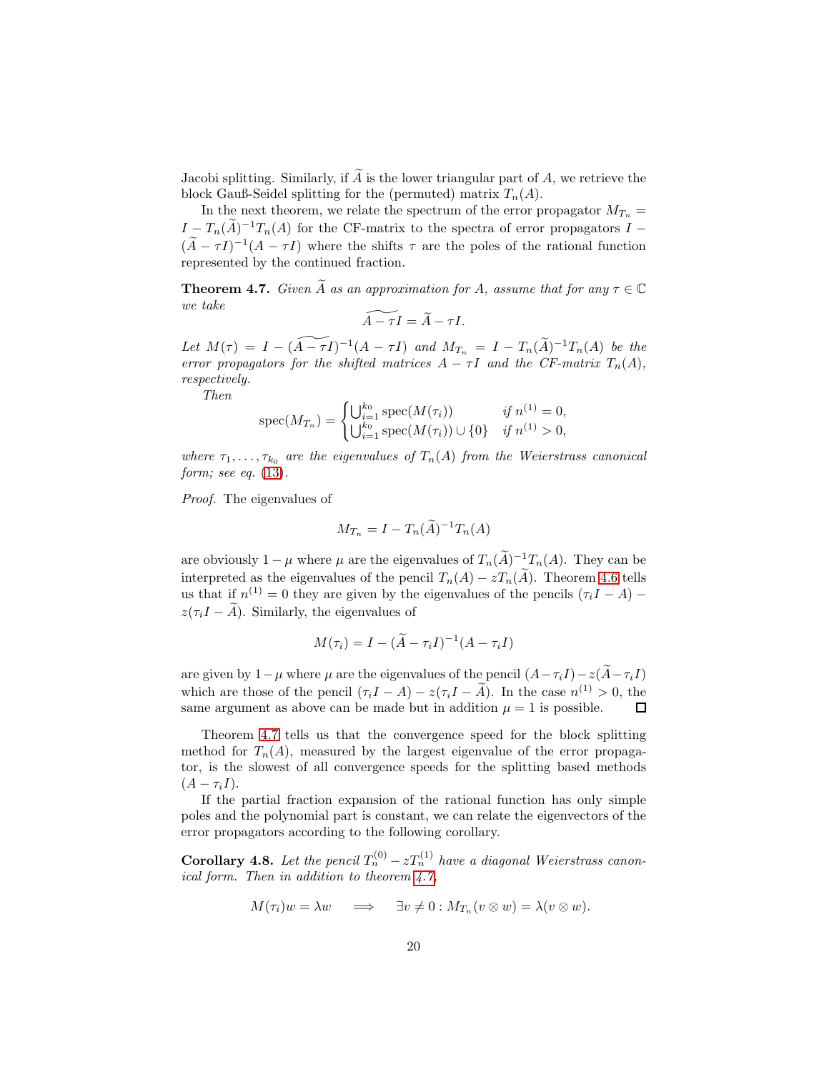Jacobi splitting. Similarly, if $\widetilde{A}$ is the lower triangular part of $A$, we retrieve the block Gauß-Seidel splitting for the (permuted) matrix $T_n(A)$.

In the next theorem, we relate the spectrum of the error propagator $M_{T_n} = I - T_n(\widetilde{A})^{-1}T_n(A)$ for the CF-matrix to the spectra of error propagators $I - (\widetilde{A} - \tau I)^{-1}(A - \tau I)$ where the shifts $\tau$ are the poles of the rational function represented by the continued fraction.

**Theorem 4.7.** *Given $\widetilde{A}$ as an approximation for $A$, assume that for any $\tau \in \mathbb{C}$ we take*

$$\widetilde{A - \tau I} = \widetilde{A} - \tau I.$$

*Let $M(\tau) = I - (\widetilde{A - \tau I})^{-1}(A - \tau I)$ and $M_{T_n} = I - T_n(\widetilde{A})^{-1}T_n(A)$ be the error propagators for the shifted matrices $A - \tau I$ and the CF-matrix $T_n(A)$, respectively.*

*Then*

$$\operatorname{spec}(M_{T_n}) = \begin{cases} \bigcup_{i=1}^{k_0} \operatorname{spec}(M(\tau_i)) & \text{if } n^{(1)} = 0, \\ \bigcup_{i=1}^{k_0} \operatorname{spec}(M(\tau_i)) \cup \{0\} & \text{if } n^{(1)} > 0, \end{cases}$$

*where $\tau_1, \ldots, \tau_{k_0}$ are the eigenvalues of $T_n(A)$ from the Weierstrass canonical form; see eq. (13).*

*Proof.* The eigenvalues of

$$M_{T_n} = I - T_n(\widetilde{A})^{-1}T_n(A)$$

are obviously $1 - \mu$ where $\mu$ are the eigenvalues of $T_n(\widetilde{A})^{-1}T_n(A)$. They can be interpreted as the eigenvalues of the pencil $T_n(A) - zT_n(\widetilde{A})$. Theorem 4.6 tells us that if $n^{(1)} = 0$ they are given by the eigenvalues of the pencils $(\tau_i I - A) - z(\tau_i I - \widetilde{A})$. Similarly, the eigenvalues of

$$M(\tau_i) = I - (\widetilde{A} - \tau_i I)^{-1}(A - \tau_i I)$$

are given by $1 - \mu$ where $\mu$ are the eigenvalues of the pencil $(A - \tau_i I) - z(\widetilde{A} - \tau_i I)$ which are those of the pencil $(\tau_i I - A) - z(\tau_i I - \widetilde{A})$. In the case $n^{(1)} > 0$, the same argument as above can be made but in addition $\mu = 1$ is possible. $\square$

Theorem 4.7 tells us that the convergence speed for the block splitting method for $T_n(A)$, measured by the largest eigenvalue of the error propagator, is the slowest of all convergence speeds for the splitting based methods $(A - \tau_i I)$.

If the partial fraction expansion of the rational function has only simple poles and the polynomial part is constant, we can relate the eigenvectors of the error propagators according to the following corollary.

**Corollary 4.8.** *Let the pencil $T_n^{(0)} - zT_n^{(1)}$ have a diagonal Weierstrass canonical form. Then in addition to theorem 4.7*

$$M(\tau_i)w = \lambda w \quad \implies \quad \exists v \neq 0 : M_{T_n}(v \otimes w) = \lambda(v \otimes w).$$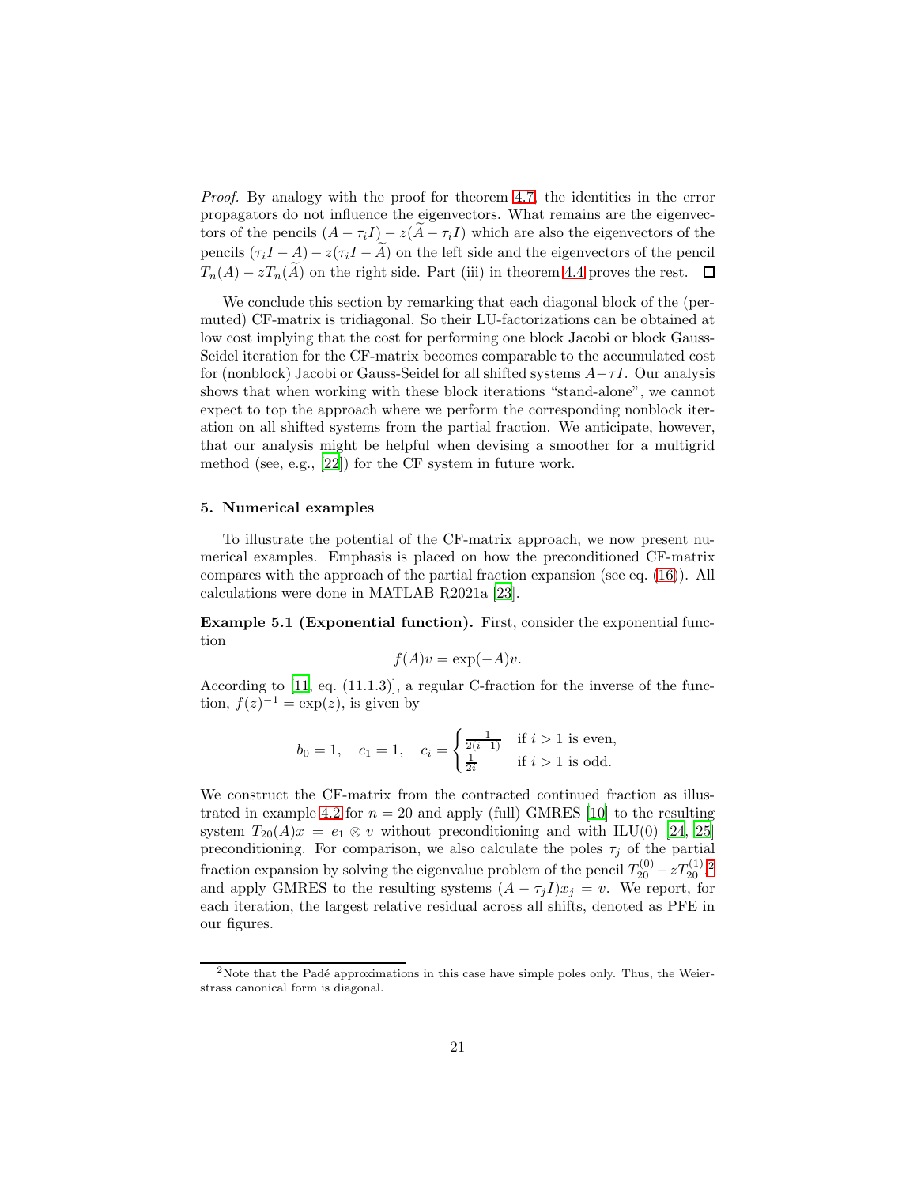*Proof.* By analogy with the proof for theorem 4.7, the identities in the error propagators do not influence the eigenvectors. What remains are the eigenvectors of the pencils $(A - \tau_i I) - z(\widetilde{A} - \tau_i I)$ which are also the eigenvectors of the pencils $(\tau_i I - A) - z(\tau_i I - \widetilde{A})$ on the left side and the eigenvectors of the pencil $T_n(A) - zT_n(\widetilde{A})$ on the right side. Part (iii) in theorem 4.4 proves the rest. $\square$

We conclude this section by remarking that each diagonal block of the (permuted) CF-matrix is tridiagonal. So their LU-factorizations can be obtained at low cost implying that the cost for performing one block Jacobi or block Gauss-Seidel iteration for the CF-matrix becomes comparable to the accumulated cost for (nonblock) Jacobi or Gauss-Seidel for all shifted systems $A - \tau I$. Our analysis shows that when working with these block iterations "stand-alone", we cannot expect to top the approach where we perform the corresponding nonblock iteration on all shifted systems from the partial fraction. We anticipate, however, that our analysis might be helpful when devising a smoother for a multigrid method (see, e.g., [22]) for the CF system in future work.

## 5. Numerical examples

To illustrate the potential of the CF-matrix approach, we now present numerical examples. Emphasis is placed on how the preconditioned CF-matrix compares with the approach of the partial fraction expansion (see eq. (16)). All calculations were done in MATLAB R2021a [23].

**Example 5.1 (Exponential function).** First, consider the exponential function

$$f(A)v = \exp(-A)v.$$

According to [11, eq. (11.1.3)], a regular C-fraction for the inverse of the function, $f(z)^{-1} = \exp(z)$, is given by

$$b_0 = 1, \quad c_1 = 1, \quad c_i = \begin{cases} \frac{-1}{2(i-1)} & \text{if } i > 1 \text{ is even,} \\ \frac{1}{2i} & \text{if } i > 1 \text{ is odd.} \end{cases}$$

We construct the CF-matrix from the contracted continued fraction as illustrated in example 4.2 for $n = 20$ and apply (full) GMRES [10] to the resulting system $T_{20}(A)x = e_1 \otimes v$ without preconditioning and with ILU(0) [24, 25] preconditioning. For comparison, we also calculate the poles $\tau_j$ of the partial fraction expansion by solving the eigenvalue problem of the pencil $T_{20}^{(0)} - zT_{20}^{(1)}$ [2] and apply GMRES to the resulting systems $(A - \tau_j I)x_j = v$. We report, for each iteration, the largest relative residual across all shifts, denoted as PFE in our figures.

[2] Note that the Padé approximations in this case have simple poles only. Thus, the Weierstrass canonical form is diagonal.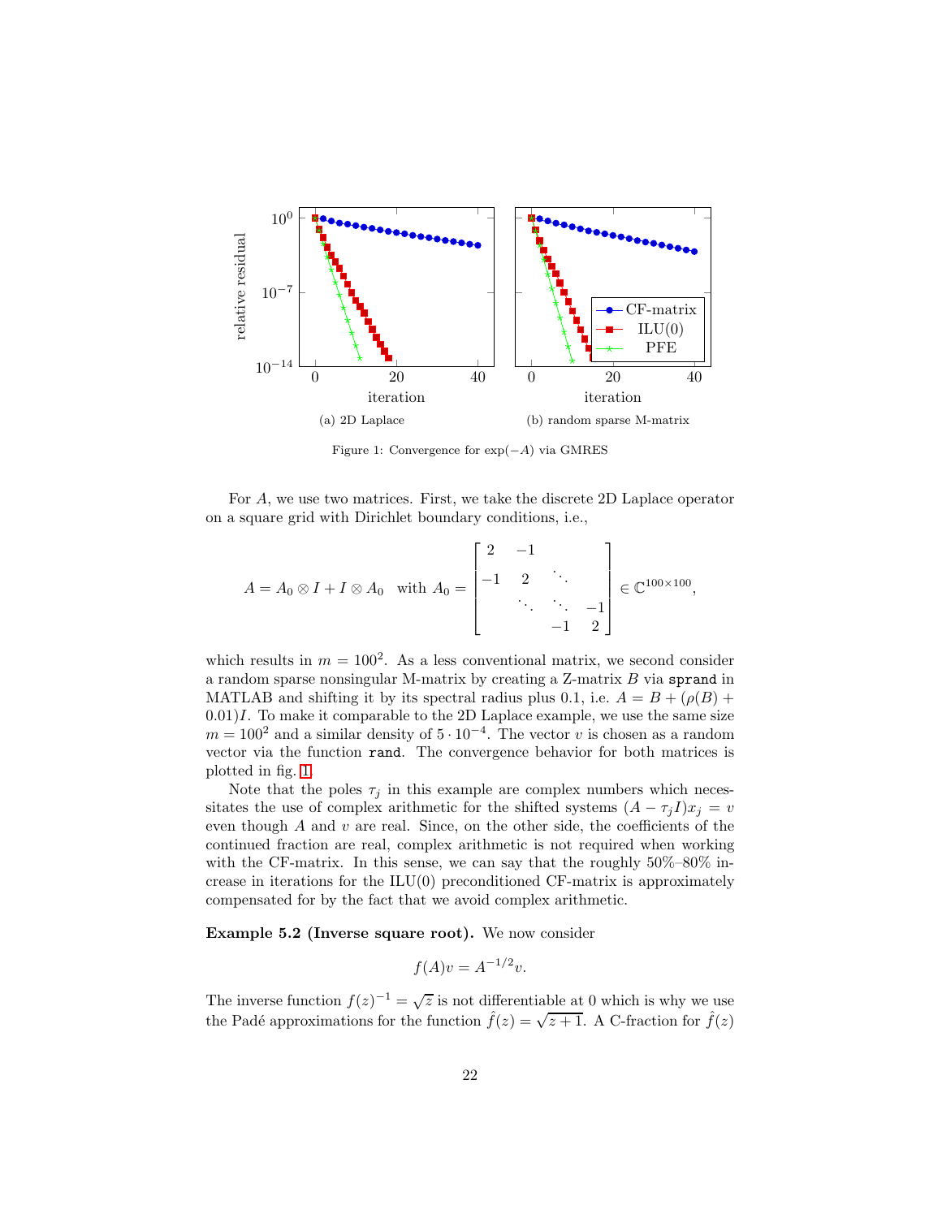(a) 2D Laplace

(b) random sparse M-matrix

Figure 1: Convergence for $\exp(-A)$ via GMRES

For $A$, we use two matrices. First, we take the discrete 2D Laplace operator on a square grid with Dirichlet boundary conditions, i.e.,

$$A = A_0 \otimes I + I \otimes A_0 \quad \text{with } A_0 = \begin{bmatrix} 2 & -1 & & \\ -1 & 2 & \ddots & \\ & \ddots & \ddots & -1 \\ & & -1 & 2 \end{bmatrix} \in \mathbb{C}^{100\times 100},$$

which results in $m = 100^2$. As a less conventional matrix, we second consider a random sparse nonsingular M-matrix by creating a Z-matrix $B$ via `sprand` in MATLAB and shifting it by its spectral radius plus 0.1, i.e. $A = B + (\rho(B) + 0.01)I$. To make it comparable to the 2D Laplace example, we use the same size $m = 100^2$ and a similar density of $5 \cdot 10^{-4}$. The vector $v$ is chosen as a random vector via the function `rand`. The convergence behavior for both matrices is plotted in fig. 1.

Note that the poles $\tau_j$ in this example are complex numbers which necessitates the use of complex arithmetic for the shifted systems $(A - \tau_j I)x_j = v$ even though $A$ and $v$ are real. Since, on the other side, the coefficients of the continued fraction are real, complex arithmetic is not required when working with the CF-matrix. In this sense, we can say that the roughly 50%–80% increase in iterations for the ILU(0) preconditioned CF-matrix is approximately compensated for by the fact that we avoid complex arithmetic.

**Example 5.2 (Inverse square root).** We now consider

$$f(A)v = A^{-1/2}v.$$

The inverse function $f(z)^{-1} = \sqrt{z}$ is not differentiable at 0 which is why we use the Padé approximations for the function $\hat{f}(z) = \sqrt{z+1}$. A C-fraction for $\hat{f}(z)$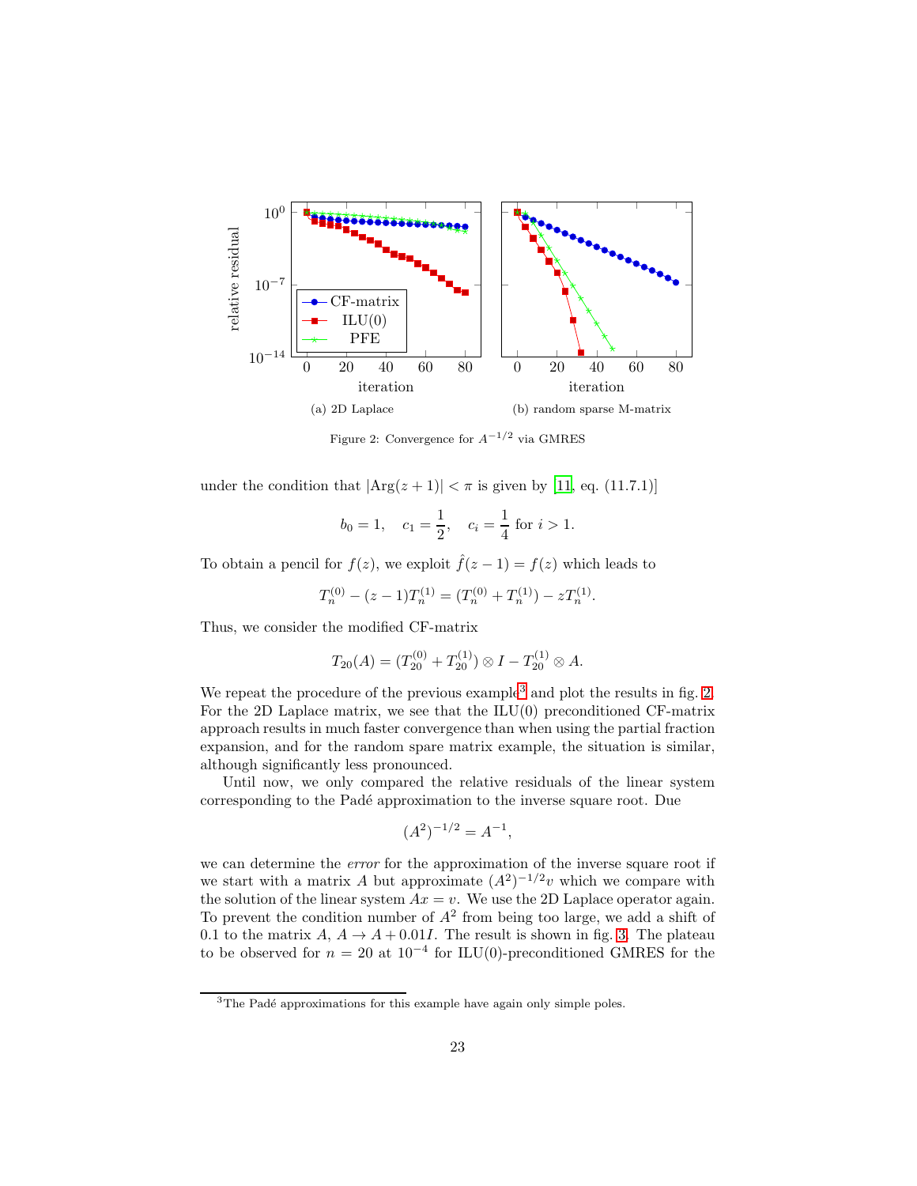Figure 2: Convergence for $A^{-1/2}$ via GMRES

(a) 2D Laplace

(b) random sparse M-matrix

under the condition that $|\mathrm{Arg}(z+1)| < \pi$ is given by [11, eq. (11.7.1)]

$$b_0 = 1, \quad c_1 = \frac{1}{2}, \quad c_i = \frac{1}{4} \text{ for } i > 1.$$

To obtain a pencil for $f(z)$, we exploit $\hat{f}(z-1) = f(z)$ which leads to

$$T_n^{(0)} - (z-1)T_n^{(1)} = (T_n^{(0)} + T_n^{(1)}) - zT_n^{(1)}.$$

Thus, we consider the modified CF-matrix

$$T_{20}(A) = (T_{20}^{(0)} + T_{20}^{(1)}) \otimes I - T_{20}^{(1)} \otimes A.$$

We repeat the procedure of the previous example[3] and plot the results in fig. 2. For the 2D Laplace matrix, we see that the ILU(0) preconditioned CF-matrix approach results in much faster convergence than when using the partial fraction expansion, and for the random spare matrix example, the situation is similar, although significantly less pronounced.

Until now, we only compared the relative residuals of the linear system corresponding to the Padé approximation to the inverse square root. Due

$$(A^2)^{-1/2} = A^{-1},$$

we can determine the *error* for the approximation of the inverse square root if we start with a matrix $A$ but approximate $(A^2)^{-1/2}v$ which we compare with the solution of the linear system $Ax = v$. We use the 2D Laplace operator again. To prevent the condition number of $A^2$ from being too large, we add a shift of 0.1 to the matrix $A$, $A \to A + 0.01I$. The result is shown in fig. 3. The plateau to be observed for $n = 20$ at $10^{-4}$ for ILU(0)-preconditioned GMRES for the

[3] The Padé approximations for this example have again only simple poles.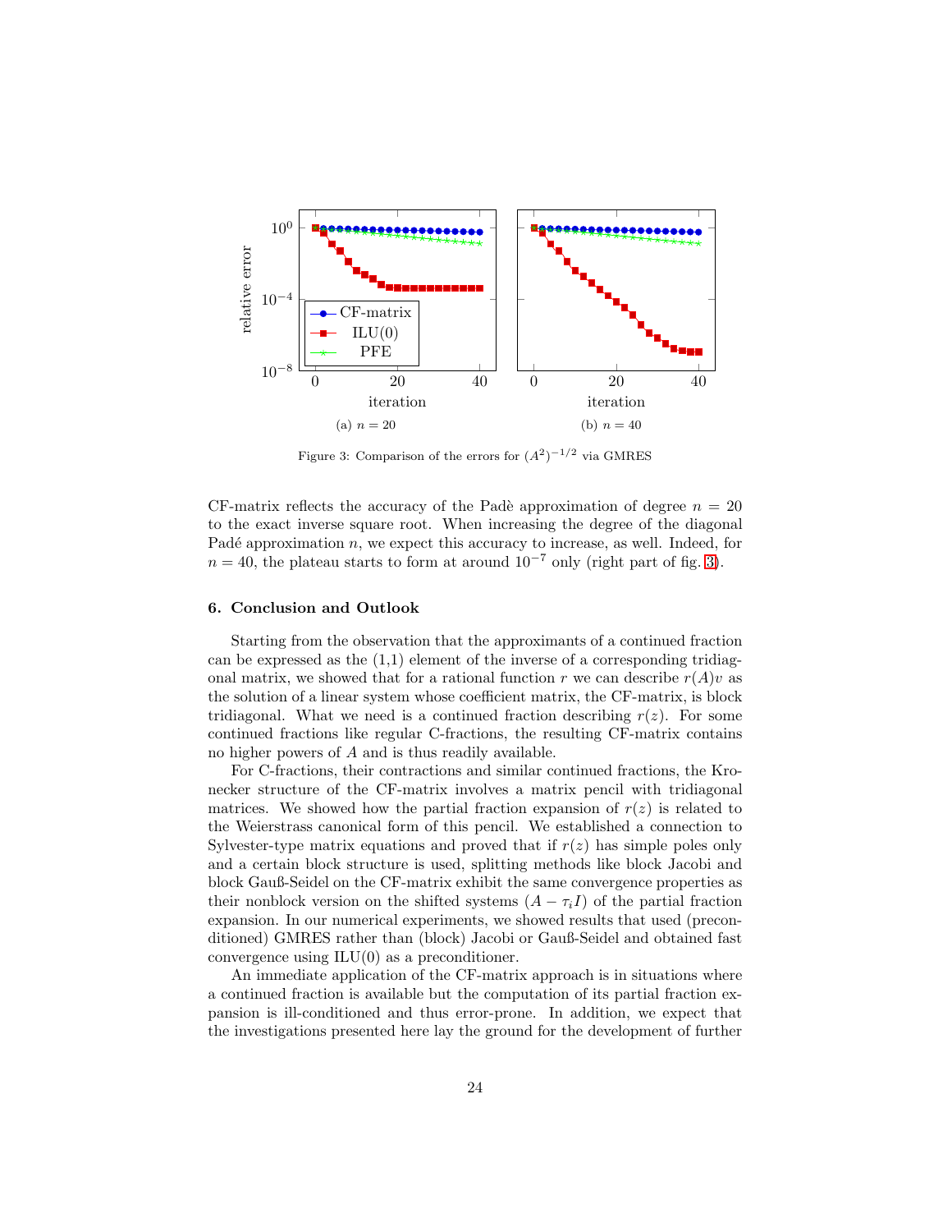(a) $n = 20$

(b) $n = 40$

Figure 3: Comparison of the errors for $(A^2)^{-1/2}$ via GMRES

CF-matrix reflects the accuracy of the Padè approximation of degree $n = 20$ to the exact inverse square root. When increasing the degree of the diagonal Padé approximation $n$, we expect this accuracy to increase, as well. Indeed, for $n = 40$, the plateau starts to form at around $10^{-7}$ only (right part of fig. 3).

## 6. Conclusion and Outlook

Starting from the observation that the approximants of a continued fraction can be expressed as the (1,1) element of the inverse of a corresponding tridiagonal matrix, we showed that for a rational function $r$ we can describe $r(A)v$ as the solution of a linear system whose coefficient matrix, the CF-matrix, is block tridiagonal. What we need is a continued fraction describing $r(z)$. For some continued fractions like regular C-fractions, the resulting CF-matrix contains no higher powers of $A$ and is thus readily available.

For C-fractions, their contractions and similar continued fractions, the Kronecker structure of the CF-matrix involves a matrix pencil with tridiagonal matrices. We showed how the partial fraction expansion of $r(z)$ is related to the Weierstrass canonical form of this pencil. We established a connection to Sylvester-type matrix equations and proved that if $r(z)$ has simple poles only and a certain block structure is used, splitting methods like block Jacobi and block Gauß-Seidel on the CF-matrix exhibit the same convergence properties as their nonblock version on the shifted systems $(A - \tau_i I)$ of the partial fraction expansion. In our numerical experiments, we showed results that used (preconditioned) GMRES rather than (block) Jacobi or Gauß-Seidel and obtained fast convergence using ILU(0) as a preconditioner.

An immediate application of the CF-matrix approach is in situations where a continued fraction is available but the computation of its partial fraction expansion is ill-conditioned and thus error-prone. In addition, we expect that the investigations presented here lay the ground for the development of further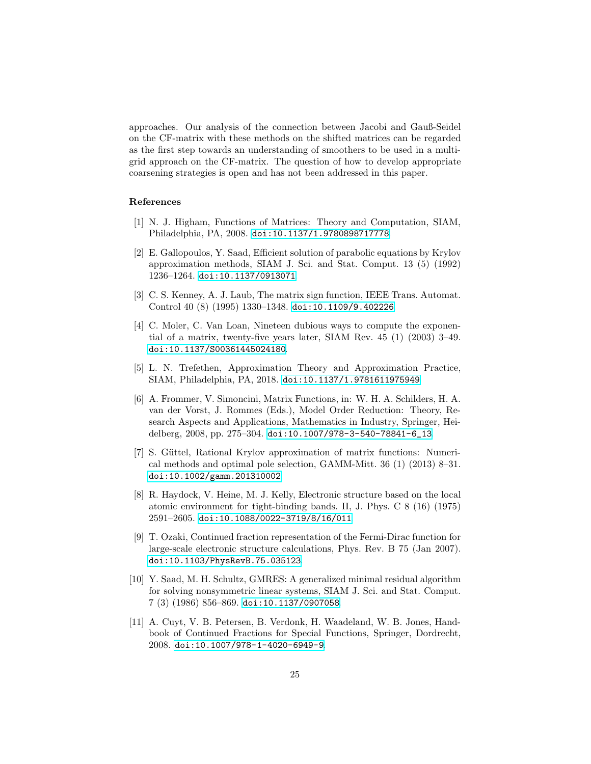approaches. Our analysis of the connection between Jacobi and Gauß-Seidel on the CF-matrix with these methods on the shifted matrices can be regarded as the first step towards an understanding of smoothers to be used in a multigrid approach on the CF-matrix. The question of how to develop appropriate coarsening strategies is open and has not been addressed in this paper.

## References

[1] N. J. Higham, Functions of Matrices: Theory and Computation, SIAM, Philadelphia, PA, 2008. doi:10.1137/1.9780898717778.

[2] E. Gallopoulos, Y. Saad, Efficient solution of parabolic equations by Krylov approximation methods, SIAM J. Sci. and Stat. Comput. 13 (5) (1992) 1236–1264. doi:10.1137/0913071.

[3] C. S. Kenney, A. J. Laub, The matrix sign function, IEEE Trans. Automat. Control 40 (8) (1995) 1330–1348. doi:10.1109/9.402226.

[4] C. Moler, C. Van Loan, Nineteen dubious ways to compute the exponential of a matrix, twenty-five years later, SIAM Rev. 45 (1) (2003) 3–49. doi:10.1137/S00361445024180.

[5] L. N. Trefethen, Approximation Theory and Approximation Practice, SIAM, Philadelphia, PA, 2018. doi:10.1137/1.9781611975949.

[6] A. Frommer, V. Simoncini, Matrix Functions, in: W. H. A. Schilders, H. A. van der Vorst, J. Rommes (Eds.), Model Order Reduction: Theory, Research Aspects and Applications, Mathematics in Industry, Springer, Heidelberg, 2008, pp. 275–304. doi:10.1007/978-3-540-78841-6_13.

[7] S. Güttel, Rational Krylov approximation of matrix functions: Numerical methods and optimal pole selection, GAMM-Mitt. 36 (1) (2013) 8–31. doi:10.1002/gamm.201310002.

[8] R. Haydock, V. Heine, M. J. Kelly, Electronic structure based on the local atomic environment for tight-binding bands. II, J. Phys. C 8 (16) (1975) 2591–2605. doi:10.1088/0022-3719/8/16/011.

[9] T. Ozaki, Continued fraction representation of the Fermi-Dirac function for large-scale electronic structure calculations, Phys. Rev. B 75 (Jan 2007). doi:10.1103/PhysRevB.75.035123.

[10] Y. Saad, M. H. Schultz, GMRES: A generalized minimal residual algorithm for solving nonsymmetric linear systems, SIAM J. Sci. and Stat. Comput. 7 (3) (1986) 856–869. doi:10.1137/0907058.

[11] A. Cuyt, V. B. Petersen, B. Verdonk, H. Waadeland, W. B. Jones, Handbook of Continued Fractions for Special Functions, Springer, Dordrecht, 2008. doi:10.1007/978-1-4020-6949-9.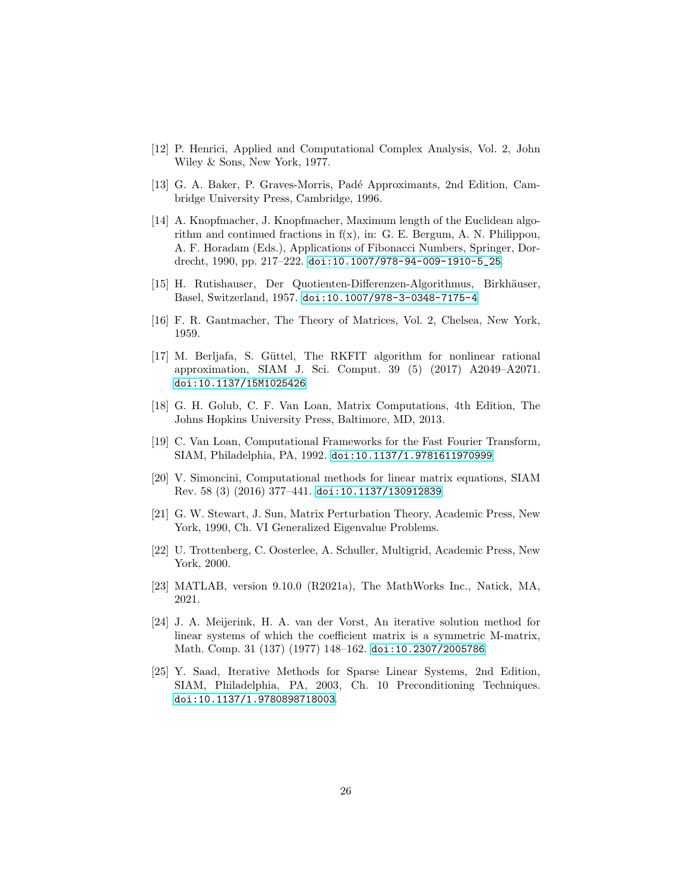[12] P. Henrici, Applied and Computational Complex Analysis, Vol. 2, John Wiley & Sons, New York, 1977.

[13] G. A. Baker, P. Graves-Morris, Padé Approximants, 2nd Edition, Cambridge University Press, Cambridge, 1996.

[14] A. Knopfmacher, J. Knopfmacher, Maximum length of the Euclidean algorithm and continued fractions in f(x), in: G. E. Bergum, A. N. Philippou, A. F. Horadam (Eds.), Applications of Fibonacci Numbers, Springer, Dordrecht, 1990, pp. 217–222. doi:10.1007/978-94-009-1910-5_25.

[15] H. Rutishauser, Der Quotienten-Differenzen-Algorithmus, Birkhäuser, Basel, Switzerland, 1957. doi:10.1007/978-3-0348-7175-4.

[16] F. R. Gantmacher, The Theory of Matrices, Vol. 2, Chelsea, New York, 1959.

[17] M. Berljafa, S. Güttel, The RKFIT algorithm for nonlinear rational approximation, SIAM J. Sci. Comput. 39 (5) (2017) A2049–A2071. doi:10.1137/15M1025426.

[18] G. H. Golub, C. F. Van Loan, Matrix Computations, 4th Edition, The Johns Hopkins University Press, Baltimore, MD, 2013.

[19] C. Van Loan, Computational Frameworks for the Fast Fourier Transform, SIAM, Philadelphia, PA, 1992. doi:10.1137/1.9781611970999.

[20] V. Simoncini, Computational methods for linear matrix equations, SIAM Rev. 58 (3) (2016) 377–441. doi:10.1137/130912839.

[21] G. W. Stewart, J. Sun, Matrix Perturbation Theory, Academic Press, New York, 1990, Ch. VI Generalized Eigenvalue Problems.

[22] U. Trottenberg, C. Oosterlee, A. Schuller, Multigrid, Academic Press, New York, 2000.

[23] MATLAB, version 9.10.0 (R2021a), The MathWorks Inc., Natick, MA, 2021.

[24] J. A. Meijerink, H. A. van der Vorst, An iterative solution method for linear systems of which the coefficient matrix is a symmetric M-matrix, Math. Comp. 31 (137) (1977) 148–162. doi:10.2307/2005786.

[25] Y. Saad, Iterative Methods for Sparse Linear Systems, 2nd Edition, SIAM, Philadelphia, PA, 2003, Ch. 10 Preconditioning Techniques. doi:10.1137/1.9780898718003.